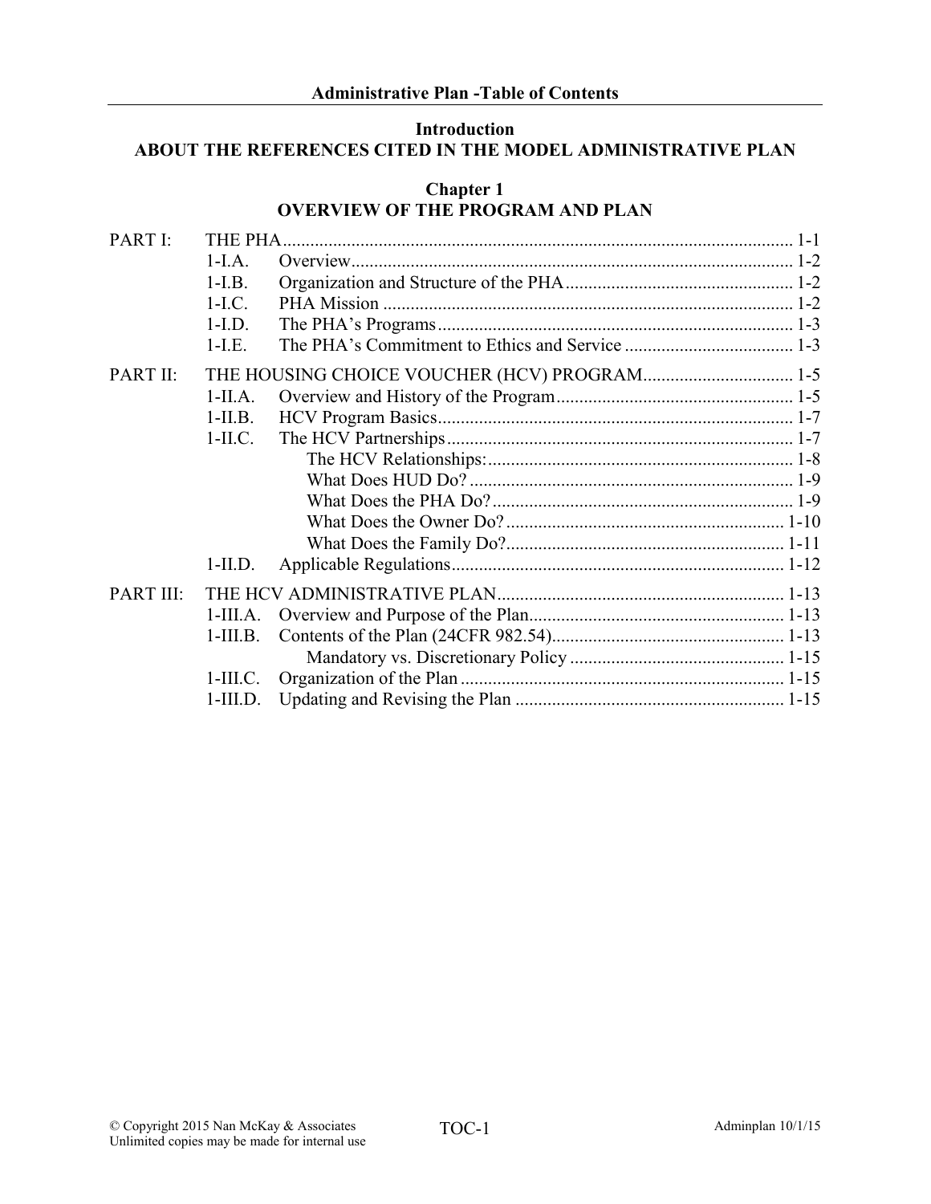# Administrative Plan -Table of Contents

## Introduction
## ABOUT THE REFERENCES CITED IN THE MODEL ADMINISTRATIVE PLAN

## Chapter 1
## OVERVIEW OF THE PROGRAM AND PLAN

| | | | |
|---|---|---|---|
| PART I: | THE PHA | | 1-1 |
| | 1-I.A. | Overview | 1-2 |
| | 1-I.B. | Organization and Structure of the PHA | 1-2 |
| | 1-I.C. | PHA Mission | 1-2 |
| | 1-I.D. | The PHA's Programs | 1-3 |
| | 1-I.E. | The PHA's Commitment to Ethics and Service | 1-3 |
| PART II: | THE HOUSING CHOICE VOUCHER (HCV) PROGRAM | | 1-5 |
| | 1-II.A. | Overview and History of the Program | 1-5 |
| | 1-II.B. | HCV Program Basics | 1-7 |
| | 1-II.C. | The HCV Partnerships | 1-7 |
| | | The HCV Relationships: | 1-8 |
| | | What Does HUD Do? | 1-9 |
| | | What Does the PHA Do? | 1-9 |
| | | What Does the Owner Do? | 1-10 |
| | | What Does the Family Do? | 1-11 |
| | 1-II.D. | Applicable Regulations | 1-12 |
| PART III: | THE HCV ADMINISTRATIVE PLAN | | 1-13 |
| | 1-III.A. | Overview and Purpose of the Plan | 1-13 |
| | 1-III.B. | Contents of the Plan (24CFR 982.54) | 1-13 |
| | | Mandatory vs. Discretionary Policy | 1-15 |
| | 1-III.C. | Organization of the Plan | 1-15 |
| | 1-III.D. | Updating and Revising the Plan | 1-15 |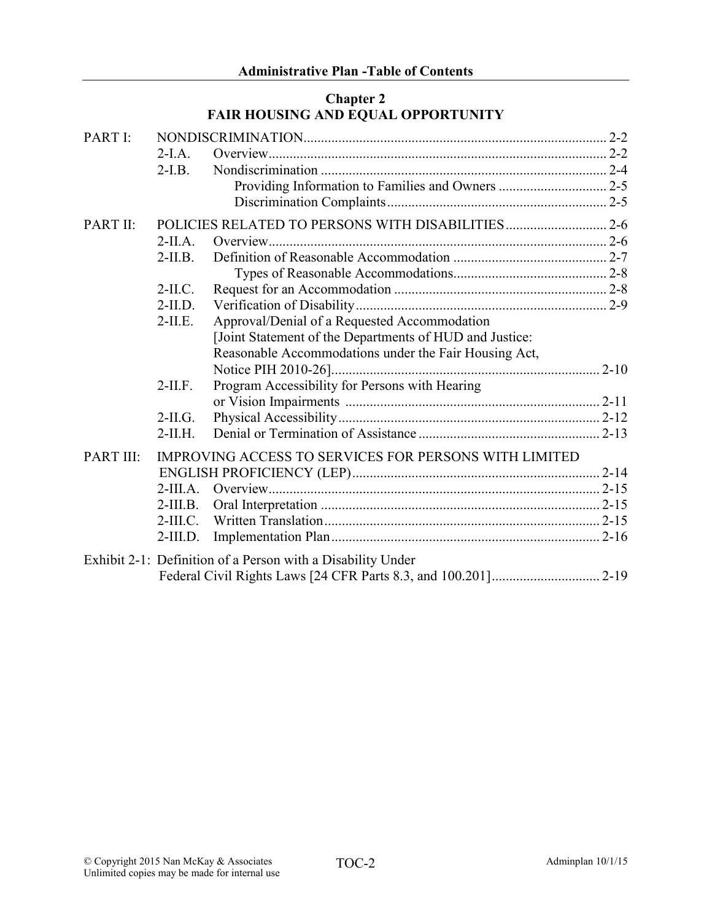## Chapter 2
## FAIR HOUSING AND EQUAL OPPORTUNITY

| | | | |
|---|---|---|---|
| PART I: | NONDISCRIMINATION | | 2-2 |
| | 2-I.A. | Overview | 2-2 |
| | 2-I.B. | Nondiscrimination | 2-4 |
| | | Providing Information to Families and Owners | 2-5 |
| | | Discrimination Complaints | 2-5 |
| PART II: | POLICIES RELATED TO PERSONS WITH DISABILITIES | | 2-6 |
| | 2-II.A. | Overview | 2-6 |
| | 2-II.B. | Definition of Reasonable Accommodation | 2-7 |
| | | Types of Reasonable Accommodations | 2-8 |
| | 2-II.C. | Request for an Accommodation | 2-8 |
| | 2-II.D. | Verification of Disability | 2-9 |
| | 2-II.E. | Approval/Denial of a Requested Accommodation [Joint Statement of the Departments of HUD and Justice: Reasonable Accommodations under the Fair Housing Act, Notice PIH 2010-26] | 2-10 |
| | 2-II.F. | Program Accessibility for Persons with Hearing or Vision Impairments | 2-11 |
| | 2-II.G. | Physical Accessibility | 2-12 |
| | 2-II.H. | Denial or Termination of Assistance | 2-13 |
| PART III: | IMPROVING ACCESS TO SERVICES FOR PERSONS WITH LIMITED ENGLISH PROFICIENCY (LEP) | | 2-14 |
| | 2-III.A. | Overview | 2-15 |
| | 2-III.B. | Oral Interpretation | 2-15 |
| | 2-III.C. | Written Translation | 2-15 |
| | 2-III.D. | Implementation Plan | 2-16 |
| Exhibit 2-1: | Definition of a Person with a Disability Under Federal Civil Rights Laws [24 CFR Parts 8.3, and 100.201] | | 2-19 |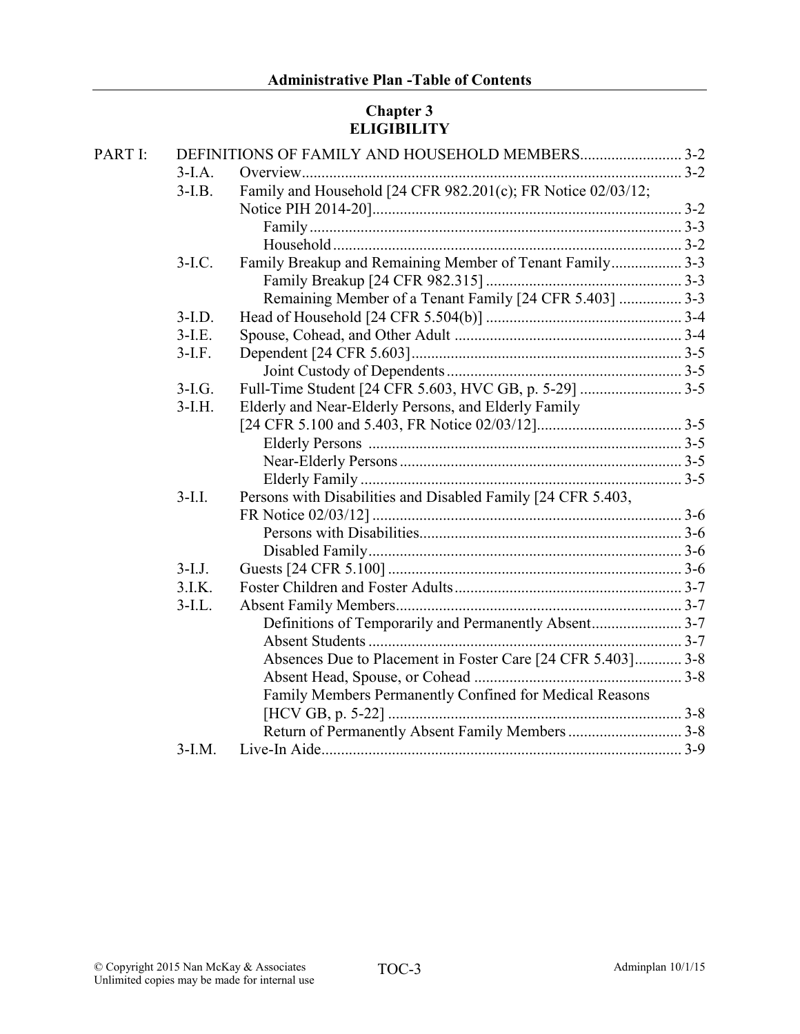## Chapter 3
## ELIGIBILITY

| | | | |
|---|---|---|---|
| PART I: | DEFINITIONS OF FAMILY AND HOUSEHOLD MEMBERS | | 3-2 |
| | 3-I.A. | Overview | 3-2 |
| | 3-I.B. | Family and Household [24 CFR 982.201(c); FR Notice 02/03/12; Notice PIH 2014-20] | 3-2 |
| | | Family | 3-3 |
| | | Household | 3-2 |
| | 3-I.C. | Family Breakup and Remaining Member of Tenant Family | 3-3 |
| | | Family Breakup [24 CFR 982.315] | 3-3 |
| | | Remaining Member of a Tenant Family [24 CFR 5.403] | 3-3 |
| | 3-I.D. | Head of Household [24 CFR 5.504(b)] | 3-4 |
| | 3-I.E. | Spouse, Cohead, and Other Adult | 3-4 |
| | 3-I.F. | Dependent [24 CFR 5.603] | 3-5 |
| | | Joint Custody of Dependents | 3-5 |
| | 3-I.G. | Full-Time Student [24 CFR 5.603, HVC GB, p. 5-29] | 3-5 |
| | 3-I.H. | Elderly and Near-Elderly Persons, and Elderly Family [24 CFR 5.100 and 5.403, FR Notice 02/03/12] | 3-5 |
| | | Elderly Persons | 3-5 |
| | | Near-Elderly Persons | 3-5 |
| | | Elderly Family | 3-5 |
| | 3-I.I. | Persons with Disabilities and Disabled Family [24 CFR 5.403, FR Notice 02/03/12] | 3-6 |
| | | Persons with Disabilities | 3-6 |
| | | Disabled Family | 3-6 |
| | 3-I.J. | Guests [24 CFR 5.100] | 3-6 |
| | 3.I.K. | Foster Children and Foster Adults | 3-7 |
| | 3-I.L. | Absent Family Members | 3-7 |
| | | Definitions of Temporarily and Permanently Absent | 3-7 |
| | | Absent Students | 3-7 |
| | | Absences Due to Placement in Foster Care [24 CFR 5.403] | 3-8 |
| | | Absent Head, Spouse, or Cohead | 3-8 |
| | | Family Members Permanently Confined for Medical Reasons [HCV GB, p. 5-22] | 3-8 |
| | | Return of Permanently Absent Family Members | 3-8 |
| | 3-I.M. | Live-In Aide | 3-9 |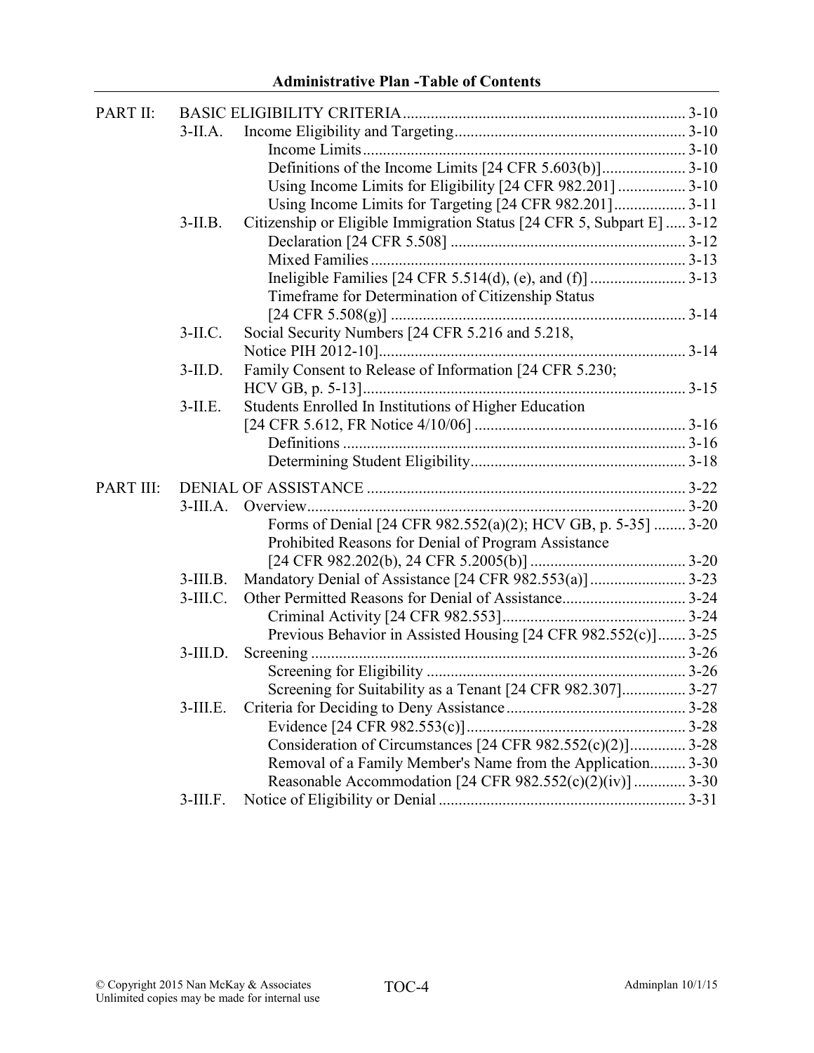**Administrative Plan -Table of Contents**

| | | | |
|---|---|---|---|
| PART II: | BASIC ELIGIBILITY CRITERIA | | 3-10 |
| | 3-II.A. | Income Eligibility and Targeting | 3-10 |
| | | Income Limits | 3-10 |
| | | Definitions of the Income Limits [24 CFR 5.603(b)] | 3-10 |
| | | Using Income Limits for Eligibility [24 CFR 982.201] | 3-10 |
| | | Using Income Limits for Targeting [24 CFR 982.201] | 3-11 |
| | 3-II.B. | Citizenship or Eligible Immigration Status [24 CFR 5, Subpart E] | 3-12 |
| | | Declaration [24 CFR 5.508] | 3-12 |
| | | Mixed Families | 3-13 |
| | | Ineligible Families [24 CFR 5.514(d), (e), and (f)] | 3-13 |
| | | Timeframe for Determination of Citizenship Status [24 CFR 5.508(g)] | 3-14 |
| | 3-II.C. | Social Security Numbers [24 CFR 5.216 and 5.218, Notice PIH 2012-10] | 3-14 |
| | 3-II.D. | Family Consent to Release of Information [24 CFR 5.230; HCV GB, p. 5-13] | 3-15 |
| | 3-II.E. | Students Enrolled In Institutions of Higher Education [24 CFR 5.612, FR Notice 4/10/06] | 3-16 |
| | | Definitions | 3-16 |
| | | Determining Student Eligibility | 3-18 |
| PART III: | DENIAL OF ASSISTANCE | | 3-22 |
| | 3-III.A. | Overview | 3-20 |
| | | Forms of Denial [24 CFR 982.552(a)(2); HCV GB, p. 5-35] | 3-20 |
| | | Prohibited Reasons for Denial of Program Assistance [24 CFR 982.202(b), 24 CFR 5.2005(b)] | 3-20 |
| | 3-III.B. | Mandatory Denial of Assistance [24 CFR 982.553(a)] | 3-23 |
| | 3-III.C. | Other Permitted Reasons for Denial of Assistance | 3-24 |
| | | Criminal Activity [24 CFR 982.553] | 3-24 |
| | | Previous Behavior in Assisted Housing [24 CFR 982.552(c)] | 3-25 |
| | 3-III.D. | Screening | 3-26 |
| | | Screening for Eligibility | 3-26 |
| | | Screening for Suitability as a Tenant [24 CFR 982.307] | 3-27 |
| | 3-III.E. | Criteria for Deciding to Deny Assistance | 3-28 |
| | | Evidence [24 CFR 982.553(c)] | 3-28 |
| | | Consideration of Circumstances [24 CFR 982.552(c)(2)] | 3-28 |
| | | Removal of a Family Member's Name from the Application | 3-30 |
| | | Reasonable Accommodation [24 CFR 982.552(c)(2)(iv)] | 3-30 |
| | 3-III.F. | Notice of Eligibility or Denial | 3-31 |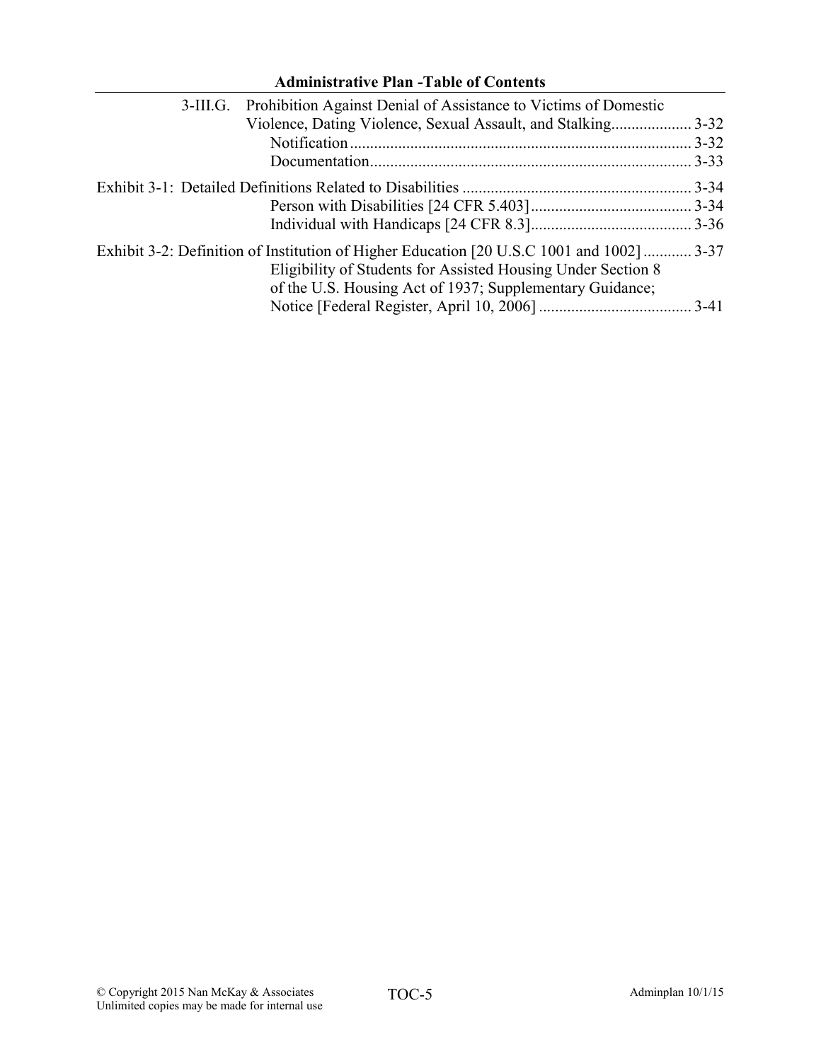3-III.G. Prohibition Against Denial of Assistance to Victims of Domestic Violence, Dating Violence, Sexual Assault, and Stalking.................... 3-32

Notification.................................................................................... 3-32

Documentation................................................................................ 3-33

Exhibit 3-1: Detailed Definitions Related to Disabilities ........................................................ 3-34

Person with Disabilities [24 CFR 5.403]........................................ 3-34

Individual with Handicaps [24 CFR 8.3]........................................ 3-36

Exhibit 3-2: Definition of Institution of Higher Education [20 U.S.C 1001 and 1002] ............ 3-37

Eligibility of Students for Assisted Housing Under Section 8 of the U.S. Housing Act of 1937; Supplementary Guidance; Notice [Federal Register, April 10, 2006] ...................................... 3-41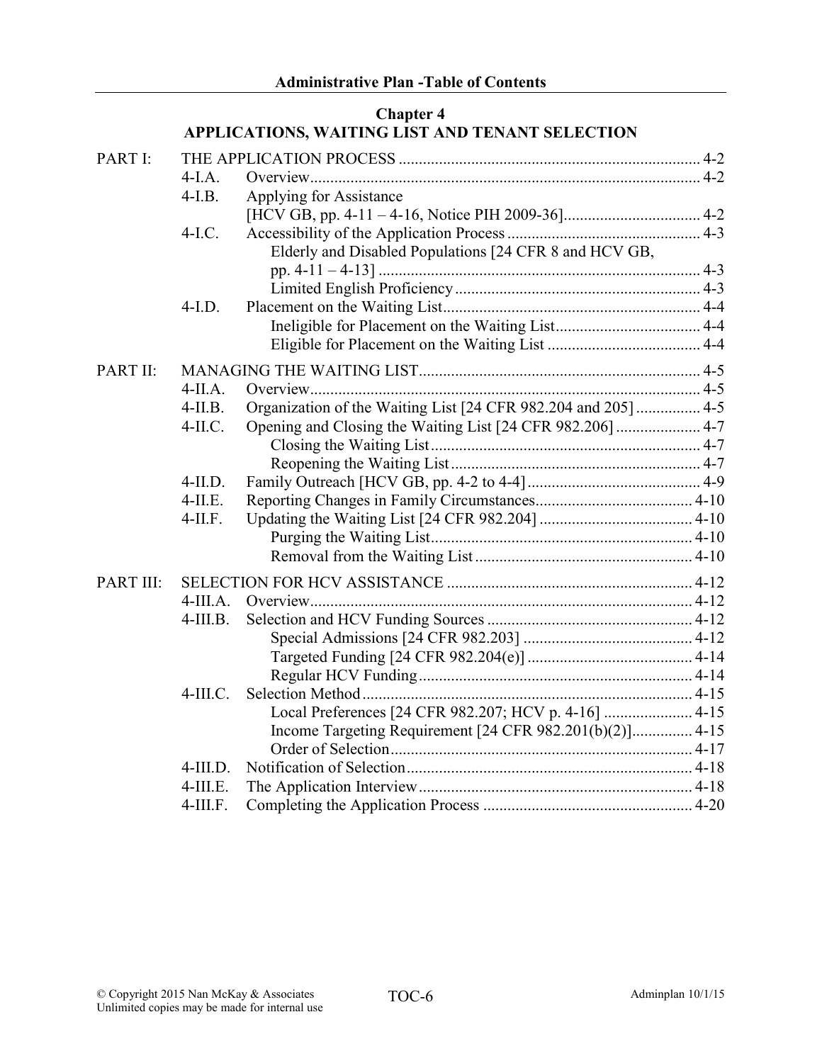## Chapter 4
## APPLICATIONS, WAITING LIST AND TENANT SELECTION

PART I: THE APPLICATION PROCESS ... 4-2

- 4-I.A. Overview ... 4-2
- 4-I.B. Applying for Assistance [HCV GB, pp. 4-11 – 4-16, Notice PIH 2009-36] ... 4-2
- 4-I.C. Accessibility of the Application Process ... 4-3
  - Elderly and Disabled Populations [24 CFR 8 and HCV GB, pp. 4-11 – 4-13] ... 4-3
  - Limited English Proficiency ... 4-3
- 4-I.D. Placement on the Waiting List ... 4-4
  - Ineligible for Placement on the Waiting List ... 4-4
  - Eligible for Placement on the Waiting List ... 4-4

PART II: MANAGING THE WAITING LIST ... 4-5

- 4-II.A. Overview ... 4-5
- 4-II.B. Organization of the Waiting List [24 CFR 982.204 and 205] ... 4-5
- 4-II.C. Opening and Closing the Waiting List [24 CFR 982.206] ... 4-7
  - Closing the Waiting List ... 4-7
  - Reopening the Waiting List ... 4-7
- 4-II.D. Family Outreach [HCV GB, pp. 4-2 to 4-4] ... 4-9
- 4-II.E. Reporting Changes in Family Circumstances ... 4-10
- 4-II.F. Updating the Waiting List [24 CFR 982.204] ... 4-10
  - Purging the Waiting List ... 4-10
  - Removal from the Waiting List ... 4-10

PART III: SELECTION FOR HCV ASSISTANCE ... 4-12

- 4-III.A. Overview ... 4-12
- 4-III.B. Selection and HCV Funding Sources ... 4-12
  - Special Admissions [24 CFR 982.203] ... 4-12
  - Targeted Funding [24 CFR 982.204(e)] ... 4-14
  - Regular HCV Funding ... 4-14
- 4-III.C. Selection Method ... 4-15
  - Local Preferences [24 CFR 982.207; HCV p. 4-16] ... 4-15
  - Income Targeting Requirement [24 CFR 982.201(b)(2)] ... 4-15
  - Order of Selection ... 4-17
- 4-III.D. Notification of Selection ... 4-18
- 4-III.E. The Application Interview ... 4-18
- 4-III.F. Completing the Application Process ... 4-20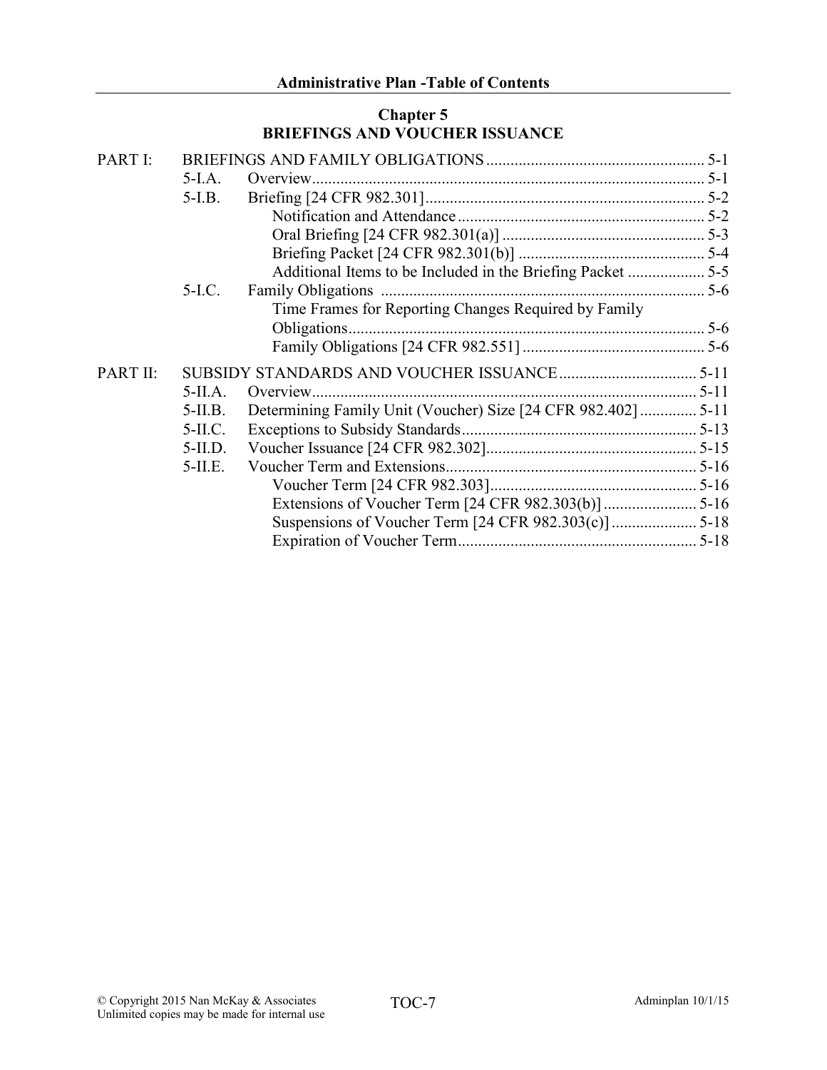## Chapter 5
## BRIEFINGS AND VOUCHER ISSUANCE

| | | | |
|---|---|---|---|
| PART I: | BRIEFINGS AND FAMILY OBLIGATIONS | | 5-1 |
| | 5-I.A. | Overview | 5-1 |
| | 5-I.B. | Briefing [24 CFR 982.301] | 5-2 |
| | | Notification and Attendance | 5-2 |
| | | Oral Briefing [24 CFR 982.301(a)] | 5-3 |
| | | Briefing Packet [24 CFR 982.301(b)] | 5-4 |
| | | Additional Items to be Included in the Briefing Packet | 5-5 |
| | 5-I.C. | Family Obligations | 5-6 |
| | | Time Frames for Reporting Changes Required by Family Obligations | 5-6 |
| | | Family Obligations [24 CFR 982.551] | 5-6 |
| PART II: | SUBSIDY STANDARDS AND VOUCHER ISSUANCE | | 5-11 |
| | 5-II.A. | Overview | 5-11 |
| | 5-II.B. | Determining Family Unit (Voucher) Size [24 CFR 982.402] | 5-11 |
| | 5-II.C. | Exceptions to Subsidy Standards | 5-13 |
| | 5-II.D. | Voucher Issuance [24 CFR 982.302] | 5-15 |
| | 5-II.E. | Voucher Term and Extensions | 5-16 |
| | | Voucher Term [24 CFR 982.303] | 5-16 |
| | | Extensions of Voucher Term [24 CFR 982.303(b)] | 5-16 |
| | | Suspensions of Voucher Term [24 CFR 982.303(c)] | 5-18 |
| | | Expiration of Voucher Term | 5-18 |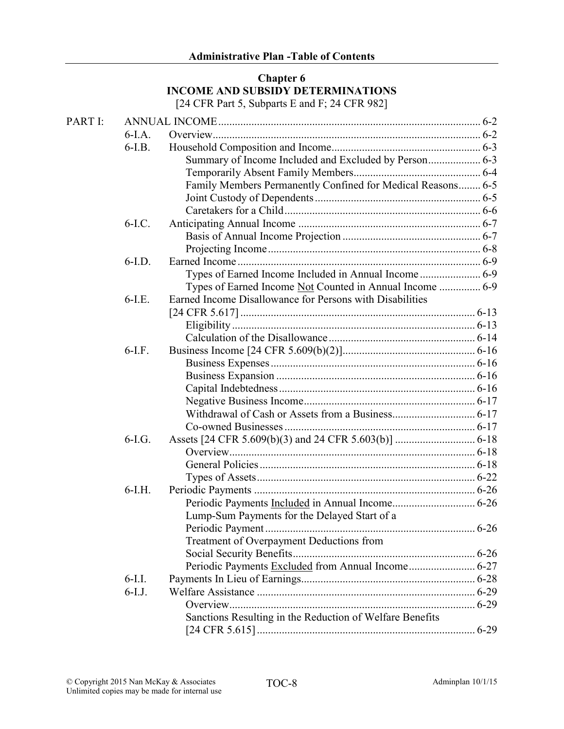## Chapter 6
## INCOME AND SUBSIDY DETERMINATIONS

[24 CFR Part 5, Subparts E and F; 24 CFR 982]

| | | | |
|---|---|---|---|
| PART I: | ANNUAL INCOME | | 6-2 |
| | 6-I.A. | Overview | 6-2 |
| | 6-I.B. | Household Composition and Income | 6-3 |
| | | Summary of Income Included and Excluded by Person | 6-3 |
| | | Temporarily Absent Family Members | 6-4 |
| | | Family Members Permanently Confined for Medical Reasons | 6-5 |
| | | Joint Custody of Dependents | 6-5 |
| | | Caretakers for a Child | 6-6 |
| | 6-I.C. | Anticipating Annual Income | 6-7 |
| | | Basis of Annual Income Projection | 6-7 |
| | | Projecting Income | 6-8 |
| | 6-I.D. | Earned Income | 6-9 |
| | | Types of Earned Income Included in Annual Income | 6-9 |
| | | Types of Earned Income Not Counted in Annual Income | 6-9 |
| | 6-I.E. | Earned Income Disallowance for Persons with Disabilities [24 CFR 5.617] | 6-13 |
| | | Eligibility | 6-13 |
| | | Calculation of the Disallowance | 6-14 |
| | 6-I.F. | Business Income [24 CFR 5.609(b)(2)] | 6-16 |
| | | Business Expenses | 6-16 |
| | | Business Expansion | 6-16 |
| | | Capital Indebtedness | 6-16 |
| | | Negative Business Income | 6-17 |
| | | Withdrawal of Cash or Assets from a Business | 6-17 |
| | | Co-owned Businesses | 6-17 |
| | 6-I.G. | Assets [24 CFR 5.609(b)(3) and 24 CFR 5.603(b)] | 6-18 |
| | | Overview | 6-18 |
| | | General Policies | 6-18 |
| | | Types of Assets | 6-22 |
| | 6-I.H. | Periodic Payments | 6-26 |
| | | Periodic Payments Included in Annual Income | 6-26 |
| | | Lump-Sum Payments for the Delayed Start of a Periodic Payment | 6-26 |
| | | Treatment of Overpayment Deductions from Social Security Benefits | 6-26 |
| | | Periodic Payments Excluded from Annual Income | 6-27 |
| | 6-I.I. | Payments In Lieu of Earnings | 6-28 |
| | 6-I.J. | Welfare Assistance | 6-29 |
| | | Overview | 6-29 |
| | | Sanctions Resulting in the Reduction of Welfare Benefits [24 CFR 5.615] | 6-29 |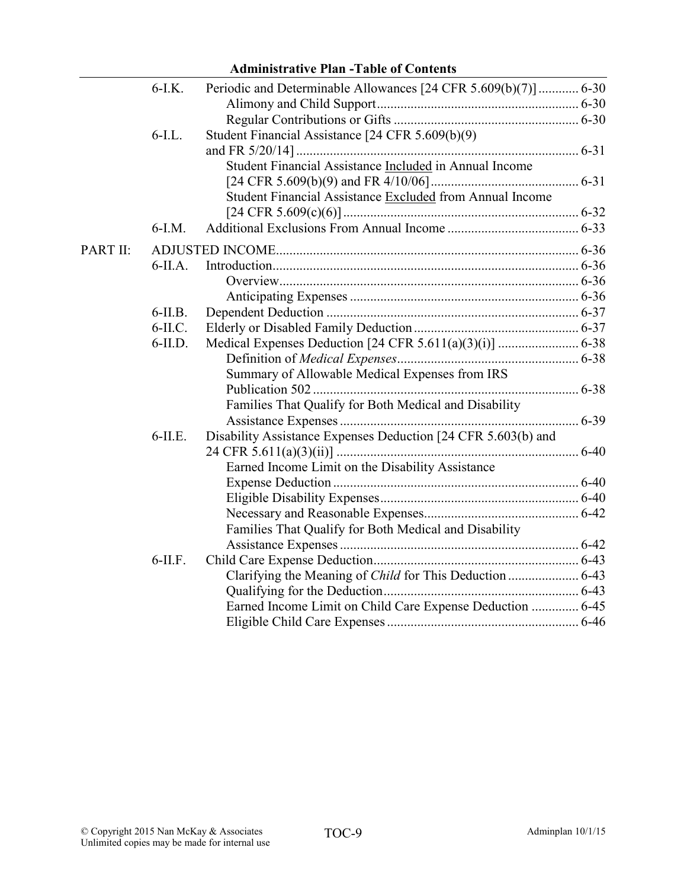| | | | |
|---|---|---|---|
| | 6-I.K. | Periodic and Determinable Allowances [24 CFR 5.609(b)(7)] | 6-30 |
| | | Alimony and Child Support | 6-30 |
| | | Regular Contributions or Gifts | 6-30 |
| | 6-I.L. | Student Financial Assistance [24 CFR 5.609(b)(9) and FR 5/20/14] | 6-31 |
| | | Student Financial Assistance Included in Annual Income [24 CFR 5.609(b)(9) and FR 4/10/06] | 6-31 |
| | | Student Financial Assistance Excluded from Annual Income [24 CFR 5.609(c)(6)] | 6-32 |
| | 6-I.M. | Additional Exclusions From Annual Income | 6-33 |
| PART II: | ADJUSTED INCOME | | 6-36 |
| | 6-II.A. | Introduction | 6-36 |
| | | Overview | 6-36 |
| | | Anticipating Expenses | 6-36 |
| | 6-II.B. | Dependent Deduction | 6-37 |
| | 6-II.C. | Elderly or Disabled Family Deduction | 6-37 |
| | 6-II.D. | Medical Expenses Deduction [24 CFR 5.611(a)(3)(i)] | 6-38 |
| | | Definition of *Medical Expenses* | 6-38 |
| | | Summary of Allowable Medical Expenses from IRS Publication 502 | 6-38 |
| | | Families That Qualify for Both Medical and Disability Assistance Expenses | 6-39 |
| | 6-II.E. | Disability Assistance Expenses Deduction [24 CFR 5.603(b) and 24 CFR 5.611(a)(3)(ii)] | 6-40 |
| | | Earned Income Limit on the Disability Assistance Expense Deduction | 6-40 |
| | | Eligible Disability Expenses | 6-40 |
| | | Necessary and Reasonable Expenses | 6-42 |
| | | Families That Qualify for Both Medical and Disability Assistance Expenses | 6-42 |
| | 6-II.F. | Child Care Expense Deduction | 6-43 |
| | | Clarifying the Meaning of *Child* for This Deduction | 6-43 |
| | | Qualifying for the Deduction | 6-43 |
| | | Earned Income Limit on Child Care Expense Deduction | 6-45 |
| | | Eligible Child Care Expenses | 6-46 |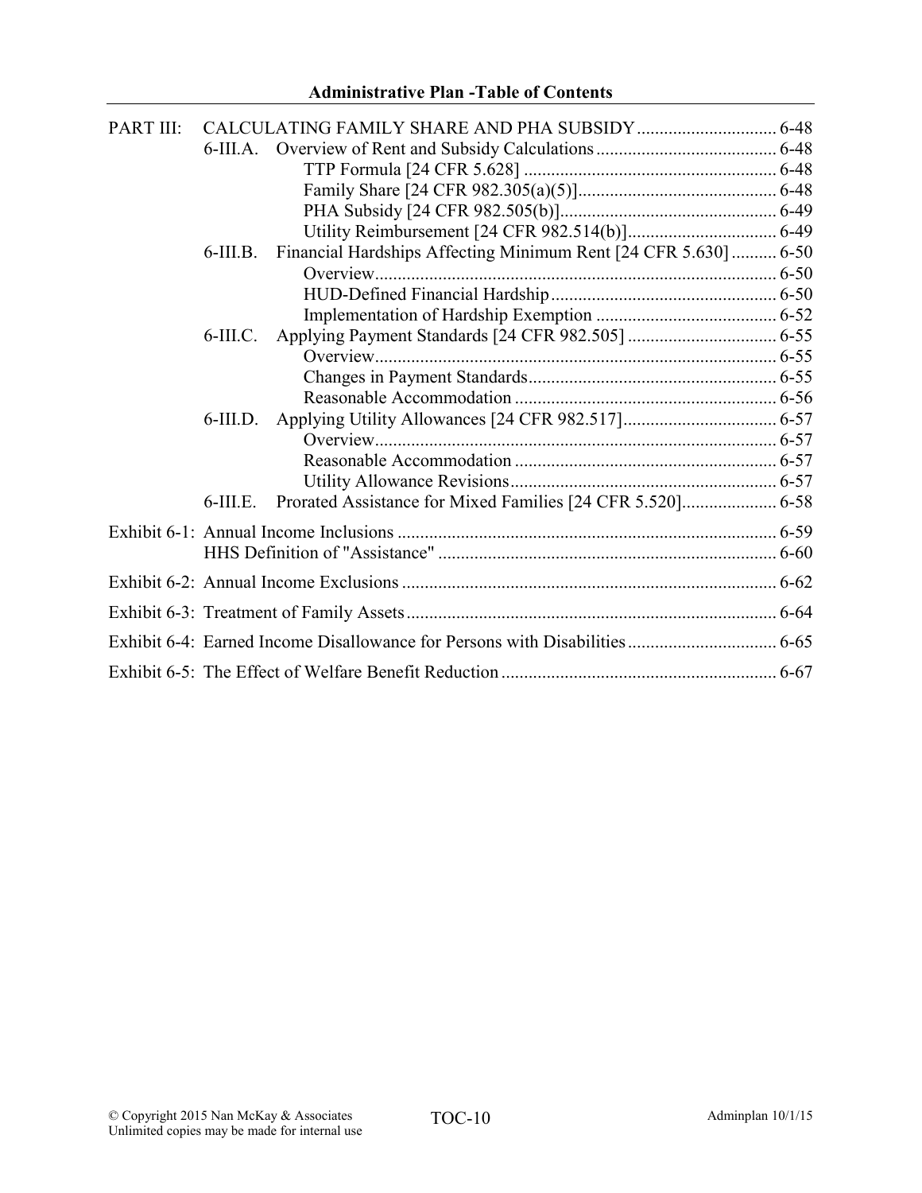| | | | |
|---|---|---|---|
| PART III: | CALCULATING FAMILY SHARE AND PHA SUBSIDY | | 6-48 |
| | 6-III.A. | Overview of Rent and Subsidy Calculations | 6-48 |
| | | TTP Formula [24 CFR 5.628] | 6-48 |
| | | Family Share [24 CFR 982.305(a)(5)] | 6-48 |
| | | PHA Subsidy [24 CFR 982.505(b)] | 6-49 |
| | | Utility Reimbursement [24 CFR 982.514(b)] | 6-49 |
| | 6-III.B. | Financial Hardships Affecting Minimum Rent [24 CFR 5.630] | 6-50 |
| | | Overview | 6-50 |
| | | HUD-Defined Financial Hardship | 6-50 |
| | | Implementation of Hardship Exemption | 6-52 |
| | 6-III.C. | Applying Payment Standards [24 CFR 982.505] | 6-55 |
| | | Overview | 6-55 |
| | | Changes in Payment Standards | 6-55 |
| | | Reasonable Accommodation | 6-56 |
| | 6-III.D. | Applying Utility Allowances [24 CFR 982.517] | 6-57 |
| | | Overview | 6-57 |
| | | Reasonable Accommodation | 6-57 |
| | | Utility Allowance Revisions | 6-57 |
| | 6-III.E. | Prorated Assistance for Mixed Families [24 CFR 5.520] | 6-58 |
| Exhibit 6-1: | Annual Income Inclusions | | 6-59 |
| | HHS Definition of "Assistance" | | 6-60 |
| Exhibit 6-2: | Annual Income Exclusions | | 6-62 |
| Exhibit 6-3: | Treatment of Family Assets | | 6-64 |
| Exhibit 6-4: | Earned Income Disallowance for Persons with Disabilities | | 6-65 |
| Exhibit 6-5: | The Effect of Welfare Benefit Reduction | | 6-67 |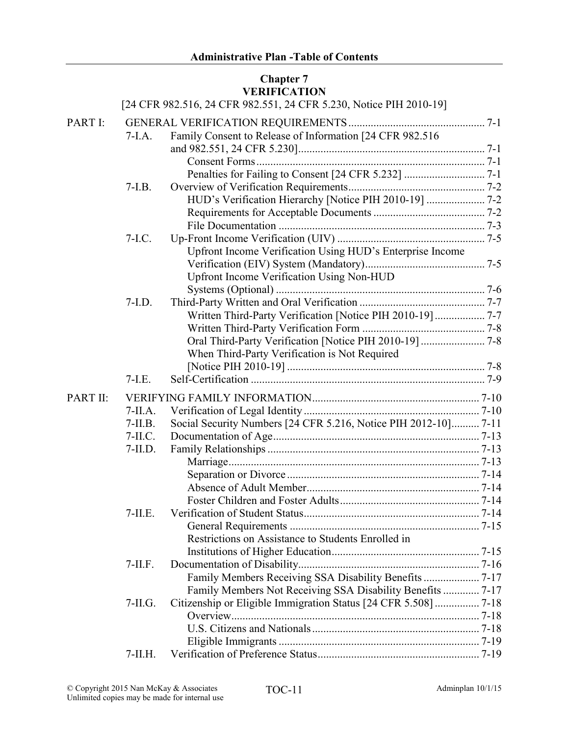## Chapter 7
## VERIFICATION

[24 CFR 982.516, 24 CFR 982.551, 24 CFR 5.230, Notice PIH 2010-19]

| | | | |
|---|---|---|---|
| PART I: | GENERAL VERIFICATION REQUIREMENTS | | 7-1 |
| | 7-I.A. | Family Consent to Release of Information [24 CFR 982.516 and 982.551, 24 CFR 5.230] | 7-1 |
| | | Consent Forms | 7-1 |
| | | Penalties for Failing to Consent [24 CFR 5.232] | 7-1 |
| | 7-I.B. | Overview of Verification Requirements | 7-2 |
| | | HUD's Verification Hierarchy [Notice PIH 2010-19] | 7-2 |
| | | Requirements for Acceptable Documents | 7-2 |
| | | File Documentation | 7-3 |
| | 7-I.C. | Up-Front Income Verification (UIV) | 7-5 |
| | | Upfront Income Verification Using HUD's Enterprise Income Verification (EIV) System (Mandatory) | 7-5 |
| | | Upfront Income Verification Using Non-HUD Systems (Optional) | 7-6 |
| | 7-I.D. | Third-Party Written and Oral Verification | 7-7 |
| | | Written Third-Party Verification [Notice PIH 2010-19] | 7-7 |
| | | Written Third-Party Verification Form | 7-8 |
| | | Oral Third-Party Verification [Notice PIH 2010-19] | 7-8 |
| | | When Third-Party Verification is Not Required [Notice PIH 2010-19] | 7-8 |
| | 7-I.E. | Self-Certification | 7-9 |
| PART II: | VERIFYING FAMILY INFORMATION | | 7-10 |
| | 7-II.A. | Verification of Legal Identity | 7-10 |
| | 7-II.B. | Social Security Numbers [24 CFR 5.216, Notice PIH 2012-10] | 7-11 |
| | 7-II.C. | Documentation of Age | 7-13 |
| | 7-II.D. | Family Relationships | 7-13 |
| | | Marriage | 7-13 |
| | | Separation or Divorce | 7-14 |
| | | Absence of Adult Member | 7-14 |
| | | Foster Children and Foster Adults | 7-14 |
| | 7-II.E. | Verification of Student Status | 7-14 |
| | | General Requirements | 7-15 |
| | | Restrictions on Assistance to Students Enrolled in Institutions of Higher Education | 7-15 |
| | 7-II.F. | Documentation of Disability | 7-16 |
| | | Family Members Receiving SSA Disability Benefits | 7-17 |
| | | Family Members Not Receiving SSA Disability Benefits | 7-17 |
| | 7-II.G. | Citizenship or Eligible Immigration Status [24 CFR 5.508] | 7-18 |
| | | Overview | 7-18 |
| | | U.S. Citizens and Nationals | 7-18 |
| | | Eligible Immigrants | 7-19 |
| | 7-II.H. | Verification of Preference Status | 7-19 |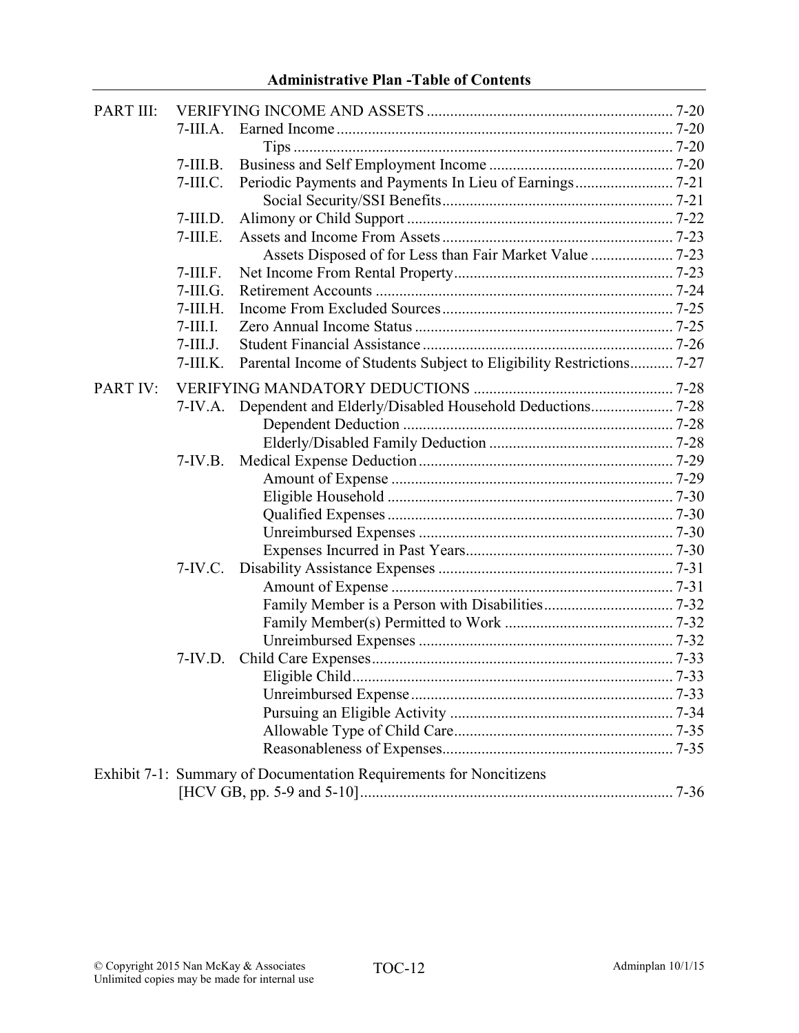**Administrative Plan -Table of Contents**

| | | | |
|---|---|---|---|
| PART III: | VERIFYING INCOME AND ASSETS | | 7-20 |
| | 7-III.A. | Earned Income | 7-20 |
| | | Tips | 7-20 |
| | 7-III.B. | Business and Self Employment Income | 7-20 |
| | 7-III.C. | Periodic Payments and Payments In Lieu of Earnings | 7-21 |
| | | Social Security/SSI Benefits | 7-21 |
| | 7-III.D. | Alimony or Child Support | 7-22 |
| | 7-III.E. | Assets and Income From Assets | 7-23 |
| | | Assets Disposed of for Less than Fair Market Value | 7-23 |
| | 7-III.F. | Net Income From Rental Property | 7-23 |
| | 7-III.G. | Retirement Accounts | 7-24 |
| | 7-III.H. | Income From Excluded Sources | 7-25 |
| | 7-III.I. | Zero Annual Income Status | 7-25 |
| | 7-III.J. | Student Financial Assistance | 7-26 |
| | 7-III.K. | Parental Income of Students Subject to Eligibility Restrictions | 7-27 |
| PART IV: | VERIFYING MANDATORY DEDUCTIONS | | 7-28 |
| | 7-IV.A. | Dependent and Elderly/Disabled Household Deductions | 7-28 |
| | | Dependent Deduction | 7-28 |
| | | Elderly/Disabled Family Deduction | 7-28 |
| | 7-IV.B. | Medical Expense Deduction | 7-29 |
| | | Amount of Expense | 7-29 |
| | | Eligible Household | 7-30 |
| | | Qualified Expenses | 7-30 |
| | | Unreimbursed Expenses | 7-30 |
| | | Expenses Incurred in Past Years | 7-30 |
| | 7-IV.C. | Disability Assistance Expenses | 7-31 |
| | | Amount of Expense | 7-31 |
| | | Family Member is a Person with Disabilities | 7-32 |
| | | Family Member(s) Permitted to Work | 7-32 |
| | | Unreimbursed Expenses | 7-32 |
| | 7-IV.D. | Child Care Expenses | 7-33 |
| | | Eligible Child | 7-33 |
| | | Unreimbursed Expense | 7-33 |
| | | Pursuing an Eligible Activity | 7-34 |
| | | Allowable Type of Child Care | 7-35 |
| | | Reasonableness of Expenses | 7-35 |

Exhibit 7-1: Summary of Documentation Requirements for Noncitizens [HCV GB, pp. 5-9 and 5-10] ........ 7-36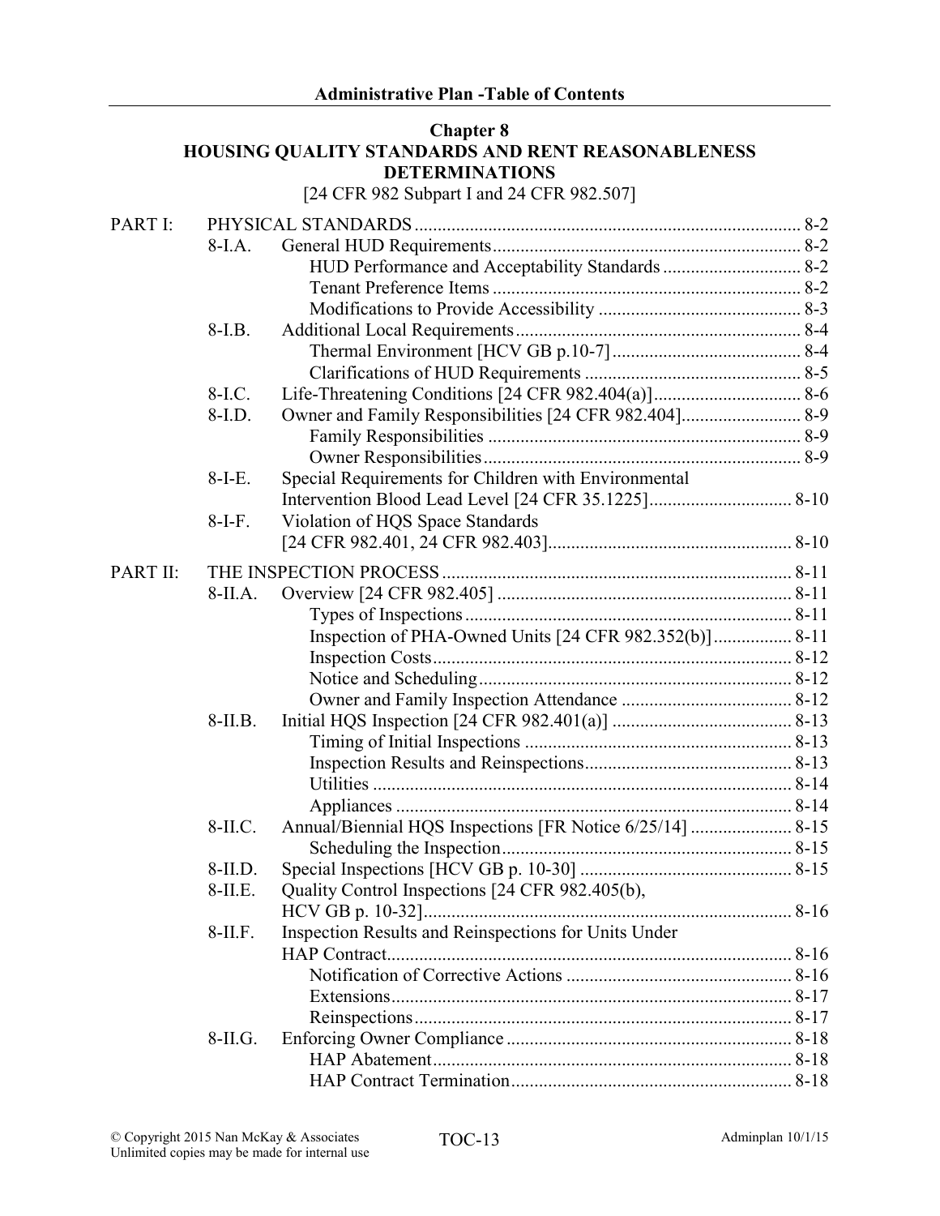**Chapter 8**
**HOUSING QUALITY STANDARDS AND RENT REASONABLENESS DETERMINATIONS**
[24 CFR 982 Subpart I and 24 CFR 982.507]

| | | | |
|---|---|---|---|
| PART I: | PHYSICAL STANDARDS | | 8-2 |
| | 8-I.A. | General HUD Requirements | 8-2 |
| | | HUD Performance and Acceptability Standards | 8-2 |
| | | Tenant Preference Items | 8-2 |
| | | Modifications to Provide Accessibility | 8-3 |
| | 8-I.B. | Additional Local Requirements | 8-4 |
| | | Thermal Environment [HCV GB p.10-7] | 8-4 |
| | | Clarifications of HUD Requirements | 8-5 |
| | 8-I.C. | Life-Threatening Conditions [24 CFR 982.404(a)] | 8-6 |
| | 8-I.D. | Owner and Family Responsibilities [24 CFR 982.404] | 8-9 |
| | | Family Responsibilities | 8-9 |
| | | Owner Responsibilities | 8-9 |
| | 8-I-E. | Special Requirements for Children with Environmental Intervention Blood Lead Level [24 CFR 35.1225] | 8-10 |
| | 8-I-F. | Violation of HQS Space Standards [24 CFR 982.401, 24 CFR 982.403] | 8-10 |
| PART II: | THE INSPECTION PROCESS | | 8-11 |
| | 8-II.A. | Overview [24 CFR 982.405] | 8-11 |
| | | Types of Inspections | 8-11 |
| | | Inspection of PHA-Owned Units [24 CFR 982.352(b)] | 8-11 |
| | | Inspection Costs | 8-12 |
| | | Notice and Scheduling | 8-12 |
| | | Owner and Family Inspection Attendance | 8-12 |
| | 8-II.B. | Initial HQS Inspection [24 CFR 982.401(a)] | 8-13 |
| | | Timing of Initial Inspections | 8-13 |
| | | Inspection Results and Reinspections | 8-13 |
| | | Utilities | 8-14 |
| | | Appliances | 8-14 |
| | 8-II.C. | Annual/Biennial HQS Inspections [FR Notice 6/25/14] | 8-15 |
| | | Scheduling the Inspection | 8-15 |
| | 8-II.D. | Special Inspections [HCV GB p. 10-30] | 8-15 |
| | 8-II.E. | Quality Control Inspections [24 CFR 982.405(b), HCV GB p. 10-32] | 8-16 |
| | 8-II.F. | Inspection Results and Reinspections for Units Under HAP Contract | 8-16 |
| | | Notification of Corrective Actions | 8-16 |
| | | Extensions | 8-17 |
| | | Reinspections | 8-17 |
| | 8-II.G. | Enforcing Owner Compliance | 8-18 |
| | | HAP Abatement | 8-18 |
| | | HAP Contract Termination | 8-18 |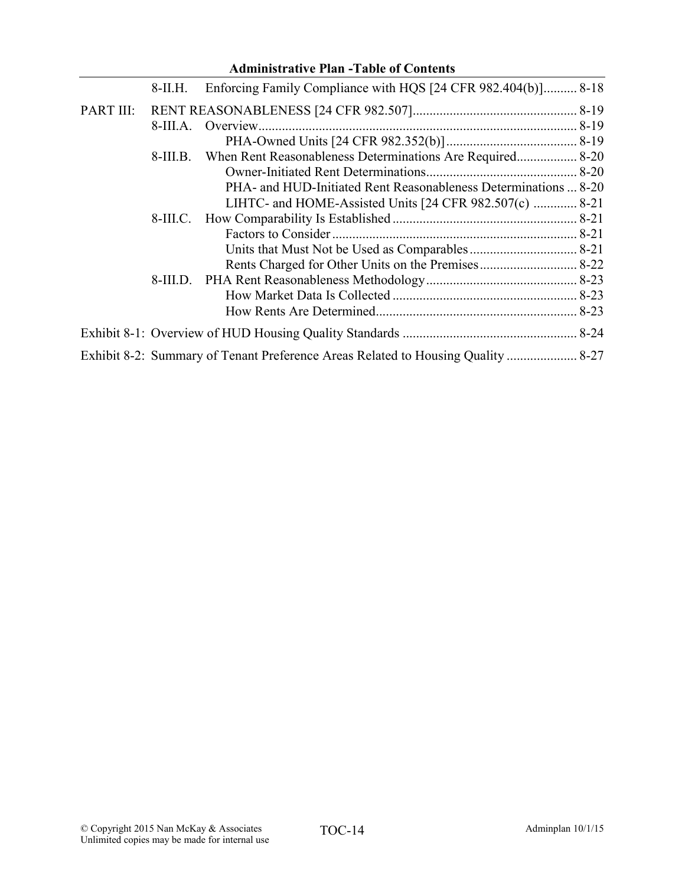8-II.H. Enforcing Family Compliance with HQS [24 CFR 982.404(b)] .......... 8-18

PART III: RENT REASONABLENESS [24 CFR 982.507] ................................................ 8-19

8-III.A. Overview ............................................................................................ 8-19

PHA-Owned Units [24 CFR 982.352(b)] ....................................... 8-19

8-III.B. When Rent Reasonableness Determinations Are Required .................. 8-20

Owner-Initiated Rent Determinations ............................................ 8-20

PHA- and HUD-Initiated Rent Reasonableness Determinations ... 8-20

LIHTC- and HOME-Assisted Units [24 CFR 982.507(c) ............. 8-21

8-III.C. How Comparability Is Established ...................................................... 8-21

Factors to Consider ........................................................................ 8-21

Units that Must Not be Used as Comparables ................................ 8-21

Rents Charged for Other Units on the Premises ............................. 8-22

8-III.D. PHA Rent Reasonableness Methodology ............................................ 8-23

How Market Data Is Collected ...................................................... 8-23

How Rents Are Determined ........................................................... 8-23

Exhibit 8-1: Overview of HUD Housing Quality Standards .................................................... 8-24

Exhibit 8-2: Summary of Tenant Preference Areas Related to Housing Quality ..................... 8-27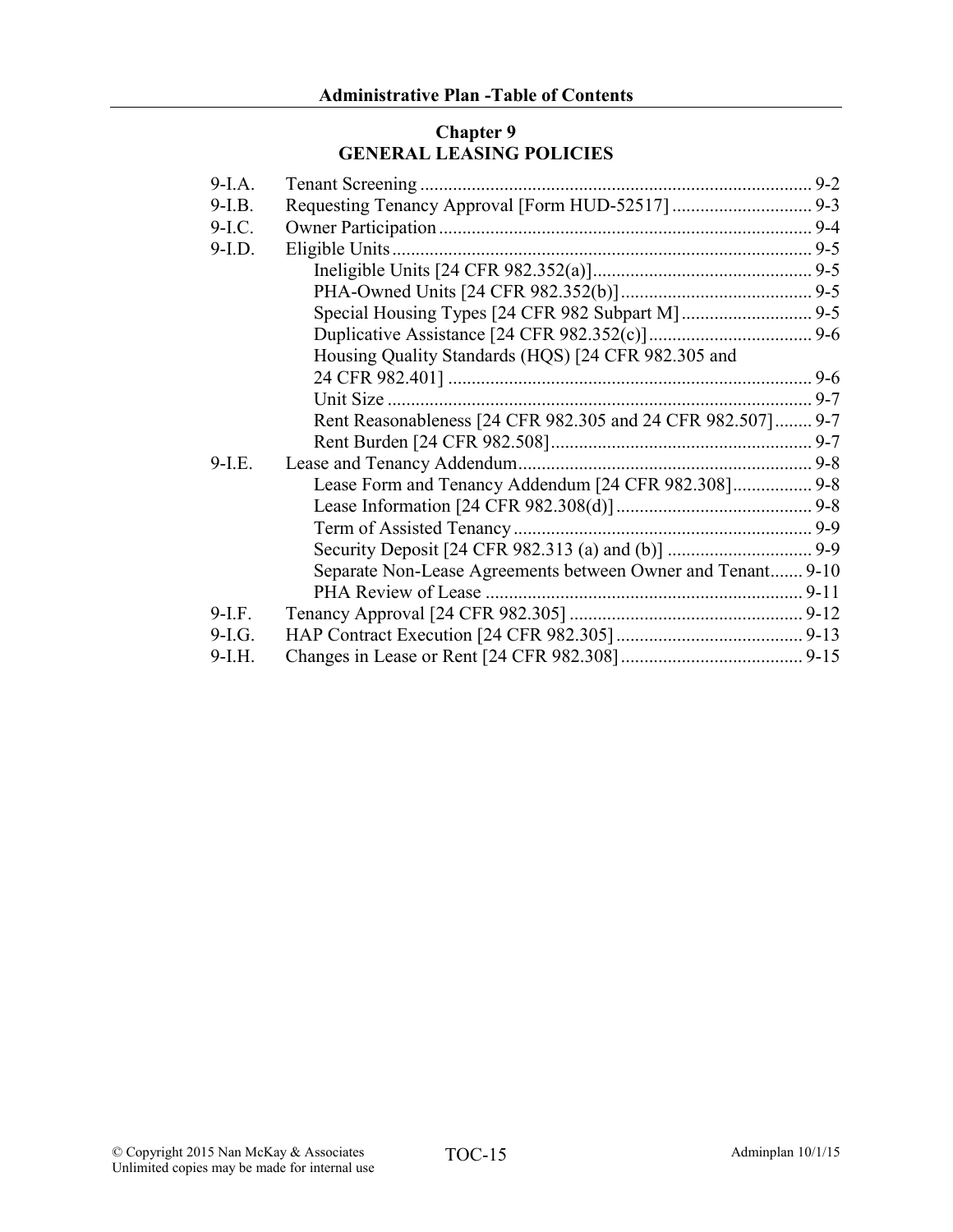## Chapter 9
## GENERAL LEASING POLICIES

| | | |
|---|---|---|
| 9-I.A. | Tenant Screening | 9-2 |
| 9-I.B. | Requesting Tenancy Approval [Form HUD-52517] | 9-3 |
| 9-I.C. | Owner Participation | 9-4 |
| 9-I.D. | Eligible Units | 9-5 |
| | Ineligible Units [24 CFR 982.352(a)] | 9-5 |
| | PHA-Owned Units [24 CFR 982.352(b)] | 9-5 |
| | Special Housing Types [24 CFR 982 Subpart M] | 9-5 |
| | Duplicative Assistance [24 CFR 982.352(c)] | 9-6 |
| | Housing Quality Standards (HQS) [24 CFR 982.305 and 24 CFR 982.401] | 9-6 |
| | Unit Size | 9-7 |
| | Rent Reasonableness [24 CFR 982.305 and 24 CFR 982.507] | 9-7 |
| | Rent Burden [24 CFR 982.508] | 9-7 |
| 9-I.E. | Lease and Tenancy Addendum | 9-8 |
| | Lease Form and Tenancy Addendum [24 CFR 982.308] | 9-8 |
| | Lease Information [24 CFR 982.308(d)] | 9-8 |
| | Term of Assisted Tenancy | 9-9 |
| | Security Deposit [24 CFR 982.313 (a) and (b)] | 9-9 |
| | Separate Non-Lease Agreements between Owner and Tenant | 9-10 |
| | PHA Review of Lease | 9-11 |
| 9-I.F. | Tenancy Approval [24 CFR 982.305] | 9-12 |
| 9-I.G. | HAP Contract Execution [24 CFR 982.305] | 9-13 |
| 9-I.H. | Changes in Lease or Rent [24 CFR 982.308] | 9-15 |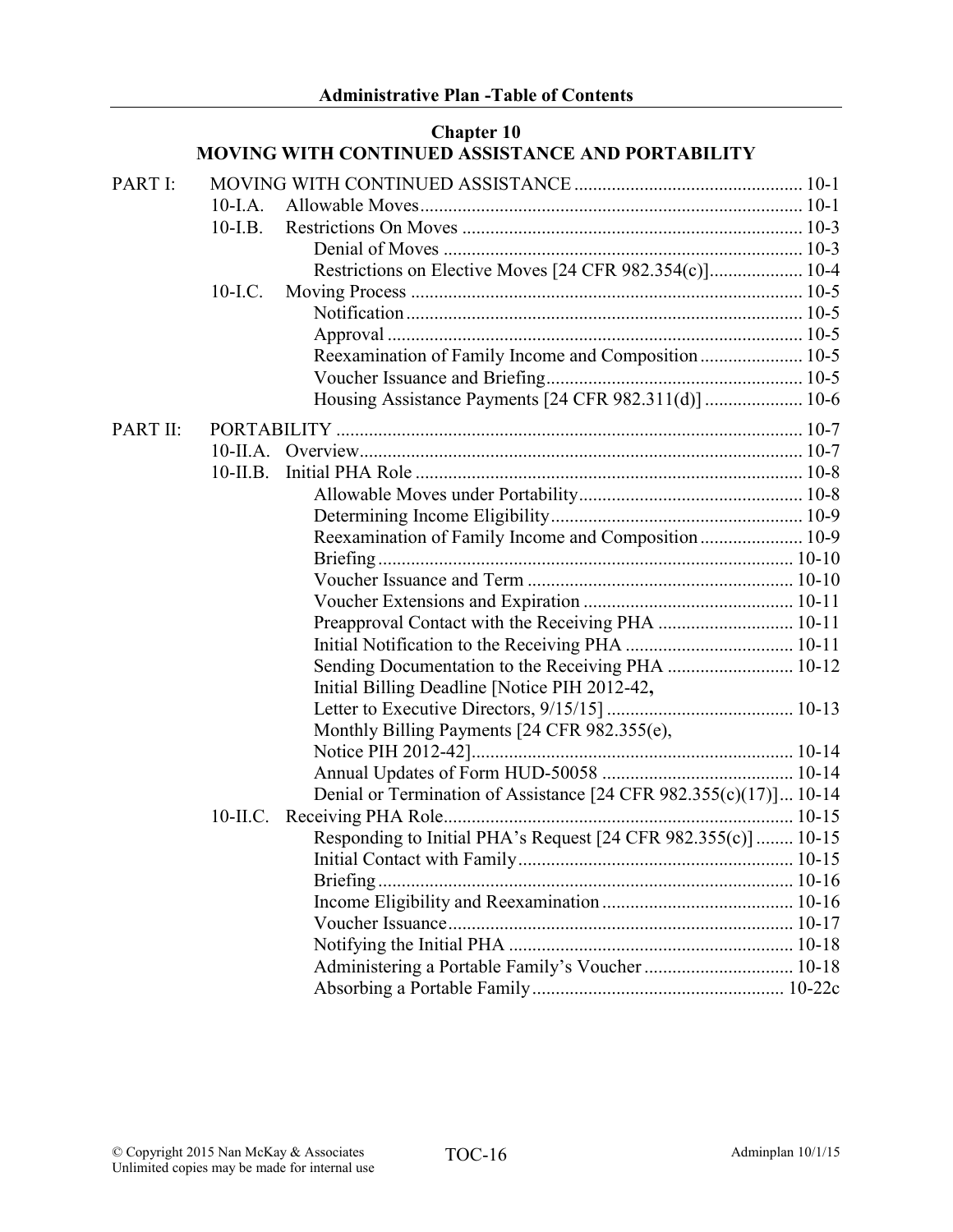## Chapter 10
## MOVING WITH CONTINUED ASSISTANCE AND PORTABILITY

| | | | |
|---|---|---|---|
| PART I: | MOVING WITH CONTINUED ASSISTANCE | | 10-1 |
| | 10-I.A. | Allowable Moves | 10-1 |
| | 10-I.B. | Restrictions On Moves | 10-3 |
| | | Denial of Moves | 10-3 |
| | | Restrictions on Elective Moves [24 CFR 982.354(c)] | 10-4 |
| | 10-I.C. | Moving Process | 10-5 |
| | | Notification | 10-5 |
| | | Approval | 10-5 |
| | | Reexamination of Family Income and Composition | 10-5 |
| | | Voucher Issuance and Briefing | 10-5 |
| | | Housing Assistance Payments [24 CFR 982.311(d)] | 10-6 |
| PART II: | PORTABILITY | | 10-7 |
| | 10-II.A. | Overview | 10-7 |
| | 10-II.B. | Initial PHA Role | 10-8 |
| | | Allowable Moves under Portability | 10-8 |
| | | Determining Income Eligibility | 10-9 |
| | | Reexamination of Family Income and Composition | 10-9 |
| | | Briefing | 10-10 |
| | | Voucher Issuance and Term | 10-10 |
| | | Voucher Extensions and Expiration | 10-11 |
| | | Preapproval Contact with the Receiving PHA | 10-11 |
| | | Initial Notification to the Receiving PHA | 10-11 |
| | | Sending Documentation to the Receiving PHA | 10-12 |
| | | Initial Billing Deadline [Notice PIH 2012-42, Letter to Executive Directors, 9/15/15] | 10-13 |
| | | Monthly Billing Payments [24 CFR 982.355(e), Notice PIH 2012-42] | 10-14 |
| | | Annual Updates of Form HUD-50058 | 10-14 |
| | | Denial or Termination of Assistance [24 CFR 982.355(c)(17)] | 10-14 |
| | 10-II.C. | Receiving PHA Role | 10-15 |
| | | Responding to Initial PHA's Request [24 CFR 982.355(c)] | 10-15 |
| | | Initial Contact with Family | 10-15 |
| | | Briefing | 10-16 |
| | | Income Eligibility and Reexamination | 10-16 |
| | | Voucher Issuance | 10-17 |
| | | Notifying the Initial PHA | 10-18 |
| | | Administering a Portable Family's Voucher | 10-18 |
| | | Absorbing a Portable Family | 10-22c |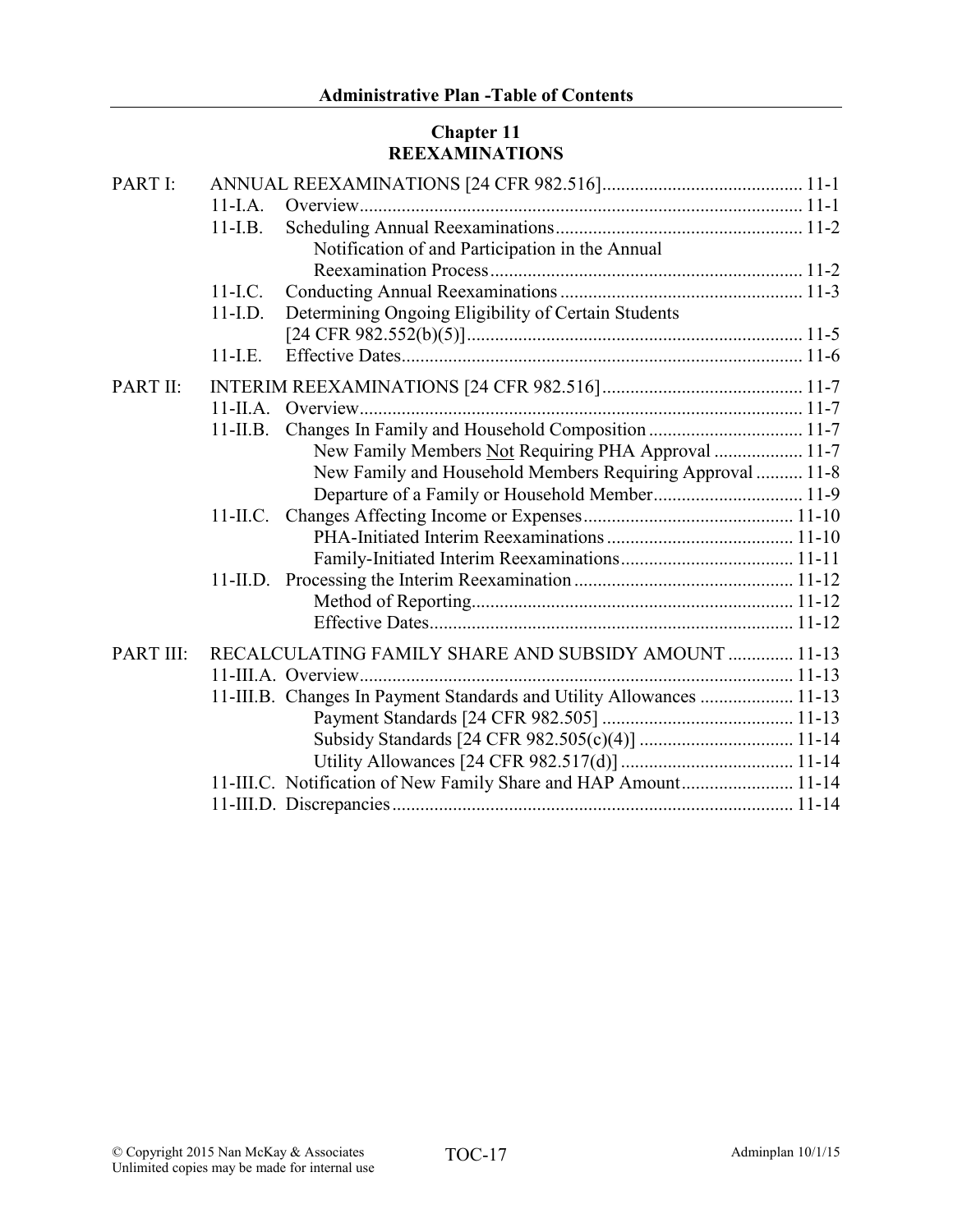## Chapter 11
## REEXAMINATIONS

PART I: ANNUAL REEXAMINATIONS [24 CFR 982.516] ........................................... 11-1

- 11-I.A. Overview ................................................................................................ 11-1
- 11-I.B. Scheduling Annual Reexaminations ..................................................... 11-2
  - Notification of and Participation in the Annual Reexamination Process ................................................................. 11-2
- 11-I.C. Conducting Annual Reexaminations .................................................... 11-3
- 11-I.D. Determining Ongoing Eligibility of Certain Students [24 CFR 982.552(b)(5)] ....................................................................... 11-5
- 11-I.E. Effective Dates ...................................................................................... 11-6

PART II: INTERIM REEXAMINATIONS [24 CFR 982.516] ........................................... 11-7

- 11-II.A. Overview ............................................................................................... 11-7
- 11-II.B. Changes In Family and Household Composition ................................. 11-7
  - New Family Members Not Requiring PHA Approval ................... 11-7
  - New Family and Household Members Requiring Approval .......... 11-8
  - Departure of a Family or Household Member ................................ 11-9
- 11-II.C. Changes Affecting Income or Expenses ............................................. 11-10
  - PHA-Initiated Interim Reexaminations ........................................ 11-10
  - Family-Initiated Interim Reexaminations ..................................... 11-11
- 11-II.D. Processing the Interim Reexamination ............................................... 11-12
  - Method of Reporting .................................................................... 11-12
  - Effective Dates ............................................................................. 11-12

PART III: RECALCULATING FAMILY SHARE AND SUBSIDY AMOUNT .............. 11-13

- 11-III.A. Overview ............................................................................................ 11-13
- 11-III.B. Changes In Payment Standards and Utility Allowances .................... 11-13
  - Payment Standards [24 CFR 982.505] ......................................... 11-13
  - Subsidy Standards [24 CFR 982.505(c)(4)] ................................. 11-14
  - Utility Allowances [24 CFR 982.517(d)] ..................................... 11-14
- 11-III.C. Notification of New Family Share and HAP Amount ........................ 11-14
- 11-III.D. Discrepancies ...................................................................................... 11-14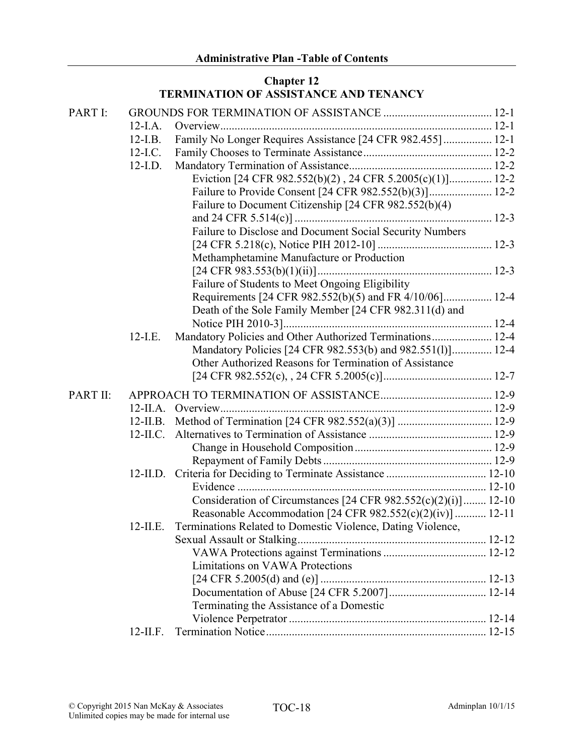## Chapter 12
## TERMINATION OF ASSISTANCE AND TENANCY

| | | | |
|---|---|---|---|
| PART I: | GROUNDS FOR TERMINATION OF ASSISTANCE | | 12-1 |
| | 12-I.A. | Overview | 12-1 |
| | 12-I.B. | Family No Longer Requires Assistance [24 CFR 982.455] | 12-1 |
| | 12-I.C. | Family Chooses to Terminate Assistance | 12-2 |
| | 12-I.D. | Mandatory Termination of Assistance | 12-2 |
| | | Eviction [24 CFR 982.552(b)(2) , 24 CFR 5.2005(c)(1)] | 12-2 |
| | | Failure to Provide Consent [24 CFR 982.552(b)(3)] | 12-2 |
| | | Failure to Document Citizenship [24 CFR 982.552(b)(4) and 24 CFR 5.514(c)] | 12-3 |
| | | Failure to Disclose and Document Social Security Numbers [24 CFR 5.218(c), Notice PIH 2012-10] | 12-3 |
| | | Methamphetamine Manufacture or Production [24 CFR 983.553(b)(1)(ii)] | 12-3 |
| | | Failure of Students to Meet Ongoing Eligibility Requirements [24 CFR 982.552(b)(5) and FR 4/10/06] | 12-4 |
| | | Death of the Sole Family Member [24 CFR 982.311(d) and Notice PIH 2010-3] | 12-4 |
| | 12-I.E. | Mandatory Policies and Other Authorized Terminations | 12-4 |
| | | Mandatory Policies [24 CFR 982.553(b) and 982.551(l)] | 12-4 |
| | | Other Authorized Reasons for Termination of Assistance [24 CFR 982.552(c), , 24 CFR 5.2005(c)] | 12-7 |
| PART II: | APPROACH TO TERMINATION OF ASSISTANCE | | 12-9 |
| | 12-II.A. | Overview | 12-9 |
| | 12-II.B. | Method of Termination [24 CFR 982.552(a)(3)] | 12-9 |
| | 12-II.C. | Alternatives to Termination of Assistance | 12-9 |
| | | Change in Household Composition | 12-9 |
| | | Repayment of Family Debts | 12-9 |
| | 12-II.D. | Criteria for Deciding to Terminate Assistance | 12-10 |
| | | Evidence | 12-10 |
| | | Consideration of Circumstances [24 CFR 982.552(c)(2)(i)] | 12-10 |
| | | Reasonable Accommodation [24 CFR 982.552(c)(2)(iv)] | 12-11 |
| | 12-II.E. | Terminations Related to Domestic Violence, Dating Violence, Sexual Assault or Stalking | 12-12 |
| | | VAWA Protections against Terminations | 12-12 |
| | | Limitations on VAWA Protections [24 CFR 5.2005(d) and (e)] | 12-13 |
| | | Documentation of Abuse [24 CFR 5.2007] | 12-14 |
| | | Terminating the Assistance of a Domestic Violence Perpetrator | 12-14 |
| | 12-II.F. | Termination Notice | 12-15 |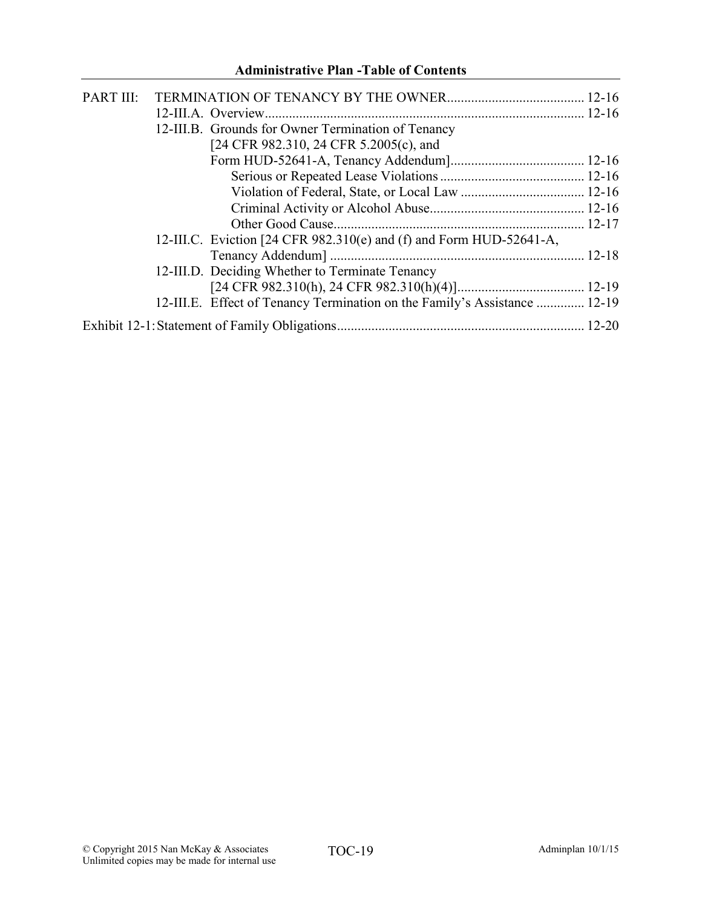**Administrative Plan -Table of Contents**

PART III: TERMINATION OF TENANCY BY THE OWNER........................................ 12-16

- 12-III.A. Overview........................................................................................... 12-16
- 12-III.B. Grounds for Owner Termination of Tenancy [24 CFR 982.310, 24 CFR 5.2005(c), and Form HUD-52641-A, Tenancy Addendum]....................................... 12-16
  - Serious or Repeated Lease Violations .......................................... 12-16
  - Violation of Federal, State, or Local Law .................................... 12-16
  - Criminal Activity or Alcohol Abuse............................................. 12-16
  - Other Good Cause......................................................................... 12-17
- 12-III.C. Eviction [24 CFR 982.310(e) and (f) and Form HUD-52641-A, Tenancy Addendum] .......................................................................... 12-18
- 12-III.D. Deciding Whether to Terminate Tenancy [24 CFR 982.310(h), 24 CFR 982.310(h)(4)]..................................... 12-19
- 12-III.E. Effect of Tenancy Termination on the Family's Assistance .............. 12-19

Exhibit 12-1: Statement of Family Obligations....................................................................... 12-20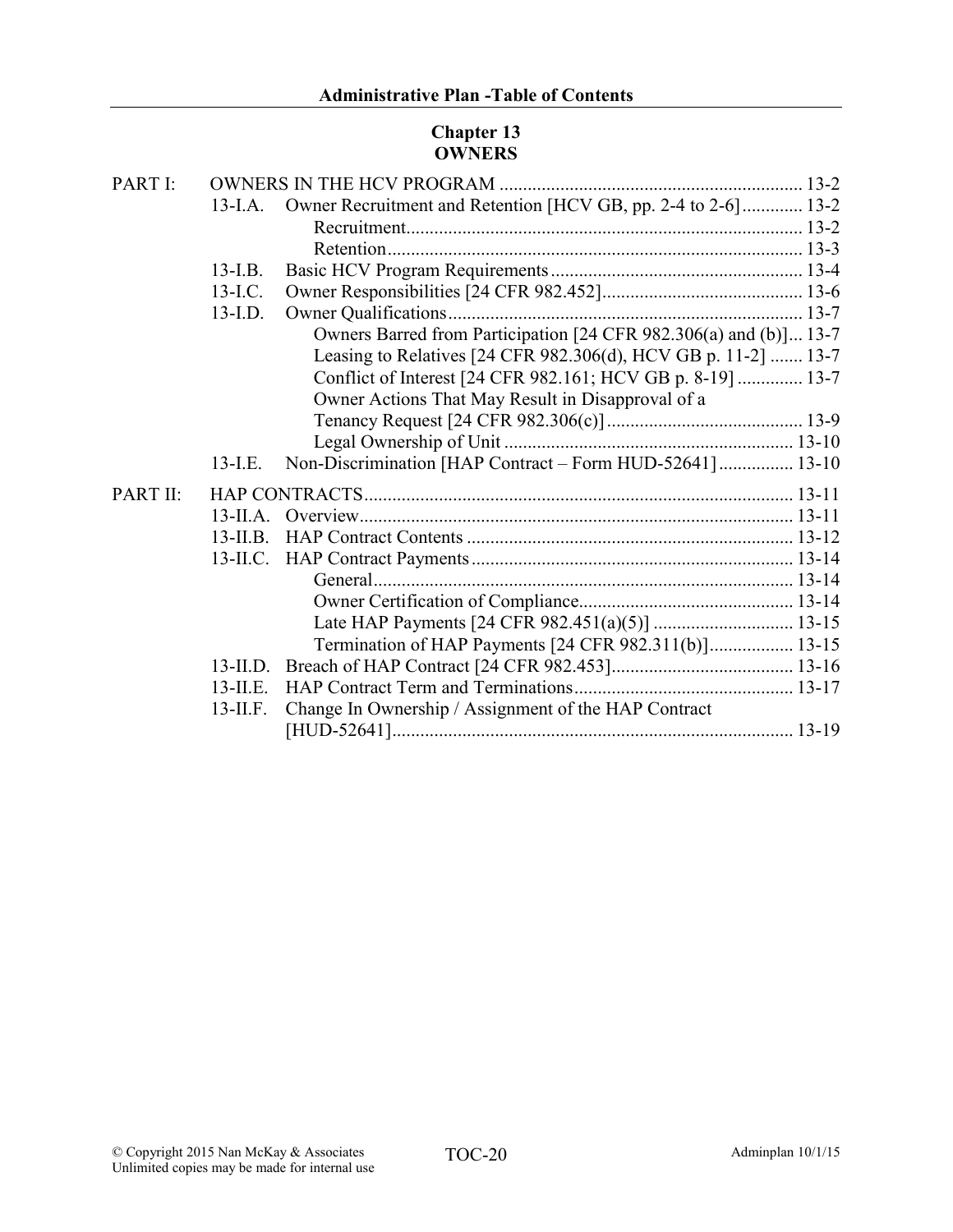## Chapter 13
## OWNERS

PART I: OWNERS IN THE HCV PROGRAM ........ 13-2

- 13-I.A. Owner Recruitment and Retention [HCV GB, pp. 2-4 to 2-6] ........ 13-2
  - Recruitment ........ 13-2
  - Retention ........ 13-3
- 13-I.B. Basic HCV Program Requirements ........ 13-4
- 13-I.C. Owner Responsibilities [24 CFR 982.452] ........ 13-6
- 13-I.D. Owner Qualifications ........ 13-7
  - Owners Barred from Participation [24 CFR 982.306(a) and (b)] ... 13-7
  - Leasing to Relatives [24 CFR 982.306(d), HCV GB p. 11-2] ........ 13-7
  - Conflict of Interest [24 CFR 982.161; HCV GB p. 8-19] ........ 13-7
  - Owner Actions That May Result in Disapproval of a Tenancy Request [24 CFR 982.306(c)] ........ 13-9
  - Legal Ownership of Unit ........ 13-10
- 13-I.E. Non-Discrimination [HAP Contract – Form HUD-52641] ........ 13-10

PART II: HAP CONTRACTS ........ 13-11

- 13-II.A. Overview ........ 13-11
- 13-II.B. HAP Contract Contents ........ 13-12
- 13-II.C. HAP Contract Payments ........ 13-14
  - General ........ 13-14
  - Owner Certification of Compliance ........ 13-14
  - Late HAP Payments [24 CFR 982.451(a)(5)] ........ 13-15
  - Termination of HAP Payments [24 CFR 982.311(b)] ........ 13-15
- 13-II.D. Breach of HAP Contract [24 CFR 982.453] ........ 13-16
- 13-II.E. HAP Contract Term and Terminations ........ 13-17
- 13-II.F. Change In Ownership / Assignment of the HAP Contract [HUD-52641] ........ 13-19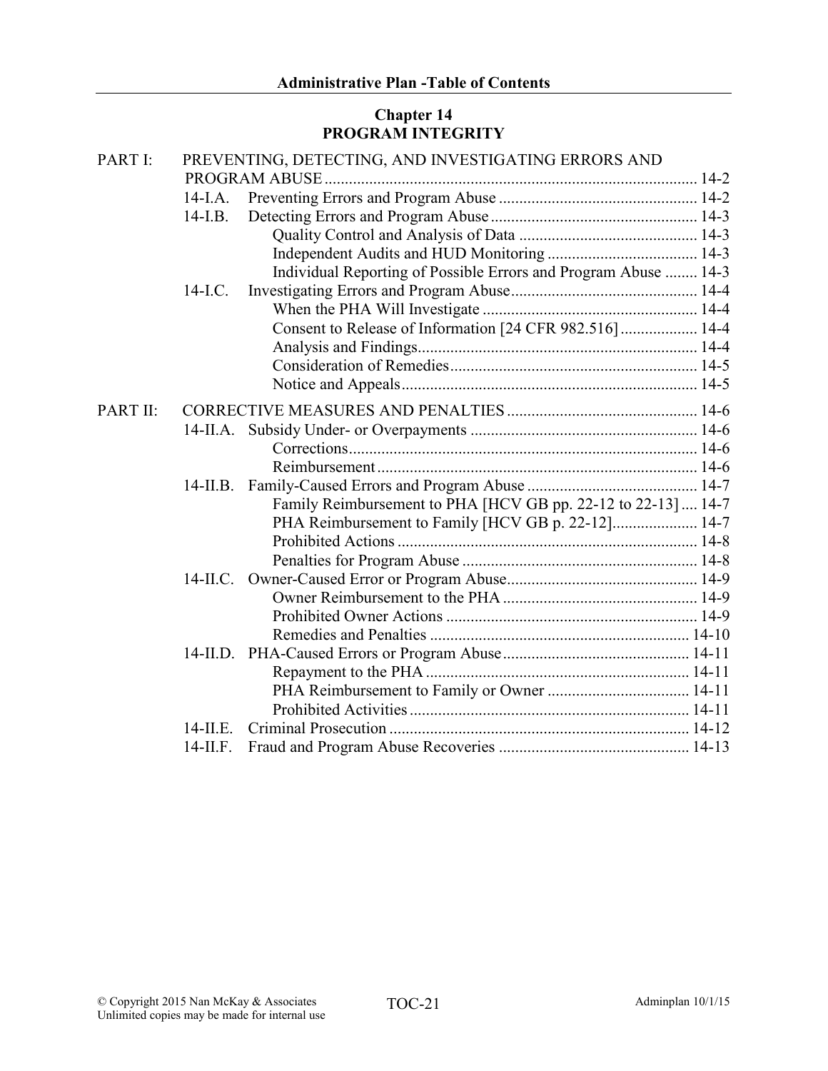## Chapter 14
## PROGRAM INTEGRITY

PART I: PREVENTING, DETECTING, AND INVESTIGATING ERRORS AND PROGRAM ABUSE ........ 14-2

- 14-I.A. Preventing Errors and Program Abuse ........ 14-2
- 14-I.B. Detecting Errors and Program Abuse ........ 14-3
  - Quality Control and Analysis of Data ........ 14-3
  - Independent Audits and HUD Monitoring ........ 14-3
  - Individual Reporting of Possible Errors and Program Abuse ........ 14-3
- 14-I.C. Investigating Errors and Program Abuse ........ 14-4
  - When the PHA Will Investigate ........ 14-4
  - Consent to Release of Information [24 CFR 982.516] ........ 14-4
  - Analysis and Findings ........ 14-4
  - Consideration of Remedies ........ 14-5
  - Notice and Appeals ........ 14-5

PART II: CORRECTIVE MEASURES AND PENALTIES ........ 14-6

- 14-II.A. Subsidy Under- or Overpayments ........ 14-6
  - Corrections ........ 14-6
  - Reimbursement ........ 14-6
- 14-II.B. Family-Caused Errors and Program Abuse ........ 14-7
  - Family Reimbursement to PHA [HCV GB pp. 22-12 to 22-13] ........ 14-7
  - PHA Reimbursement to Family [HCV GB p. 22-12] ........ 14-7
  - Prohibited Actions ........ 14-8
  - Penalties for Program Abuse ........ 14-8
- 14-II.C. Owner-Caused Error or Program Abuse ........ 14-9
  - Owner Reimbursement to the PHA ........ 14-9
  - Prohibited Owner Actions ........ 14-9
  - Remedies and Penalties ........ 14-10
- 14-II.D. PHA-Caused Errors or Program Abuse ........ 14-11
  - Repayment to the PHA ........ 14-11
  - PHA Reimbursement to Family or Owner ........ 14-11
  - Prohibited Activities ........ 14-11
- 14-II.E. Criminal Prosecution ........ 14-12
- 14-II.F. Fraud and Program Abuse Recoveries ........ 14-13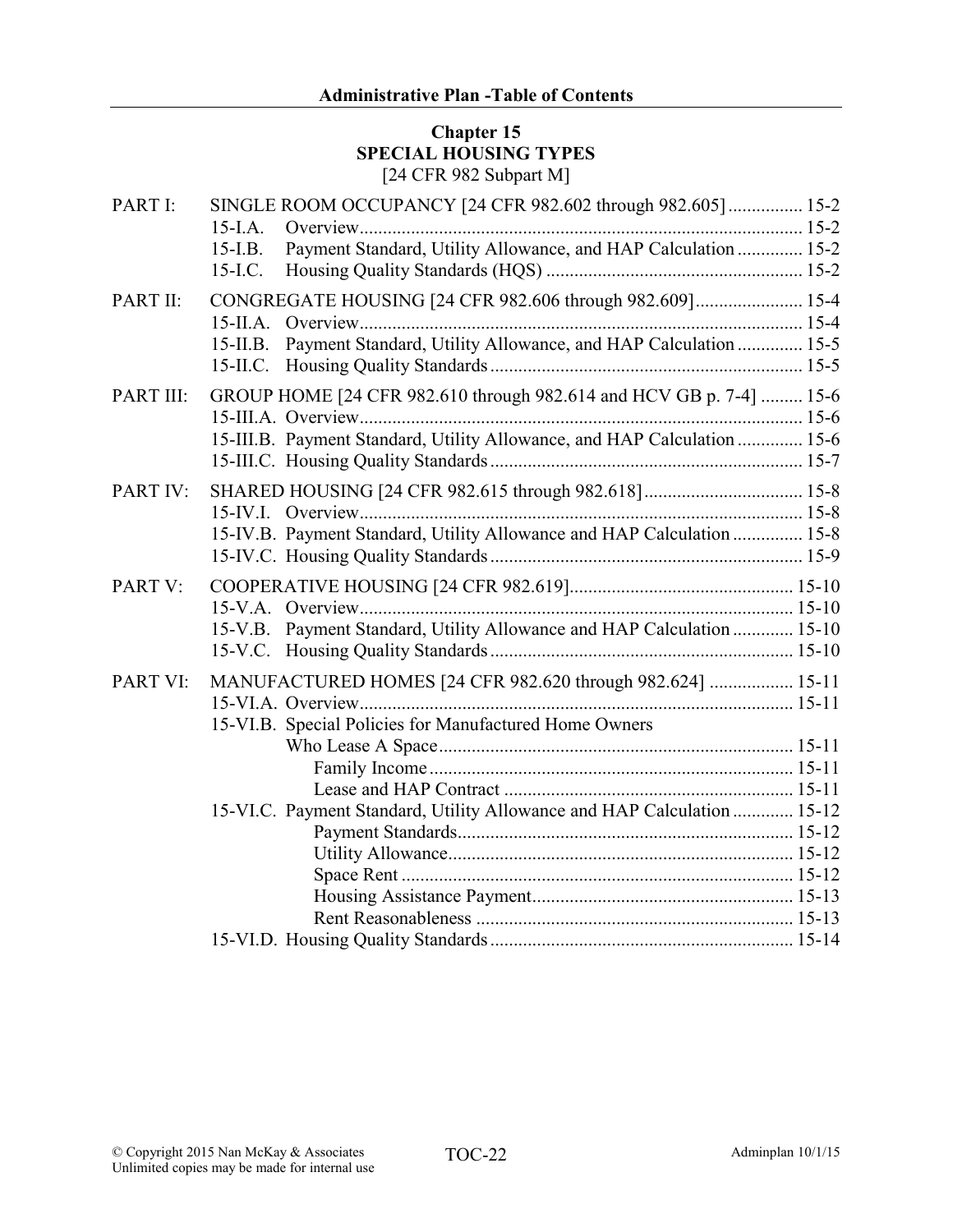## Chapter 15
## SPECIAL HOUSING TYPES
[24 CFR 982 Subpart M]

| | | |
|---|---|---|
| PART I: | SINGLE ROOM OCCUPANCY [24 CFR 982.602 through 982.605] | 15-2 |
| | 15-I.A. Overview | 15-2 |
| | 15-I.B. Payment Standard, Utility Allowance, and HAP Calculation | 15-2 |
| | 15-I.C. Housing Quality Standards (HQS) | 15-2 |
| PART II: | CONGREGATE HOUSING [24 CFR 982.606 through 982.609] | 15-4 |
| | 15-II.A. Overview | 15-4 |
| | 15-II.B. Payment Standard, Utility Allowance, and HAP Calculation | 15-5 |
| | 15-II.C. Housing Quality Standards | 15-5 |
| PART III: | GROUP HOME [24 CFR 982.610 through 982.614 and HCV GB p. 7-4] | 15-6 |
| | 15-III.A. Overview | 15-6 |
| | 15-III.B. Payment Standard, Utility Allowance, and HAP Calculation | 15-6 |
| | 15-III.C. Housing Quality Standards | 15-7 |
| PART IV: | SHARED HOUSING [24 CFR 982.615 through 982.618] | 15-8 |
| | 15-IV.I. Overview | 15-8 |
| | 15-IV.B. Payment Standard, Utility Allowance and HAP Calculation | 15-8 |
| | 15-IV.C. Housing Quality Standards | 15-9 |
| PART V: | COOPERATIVE HOUSING [24 CFR 982.619] | 15-10 |
| | 15-V.A. Overview | 15-10 |
| | 15-V.B. Payment Standard, Utility Allowance and HAP Calculation | 15-10 |
| | 15-V.C. Housing Quality Standards | 15-10 |
| PART VI: | MANUFACTURED HOMES [24 CFR 982.620 through 982.624] | 15-11 |
| | 15-VI.A. Overview | 15-11 |
| | 15-VI.B. Special Policies for Manufactured Home Owners Who Lease A Space | 15-11 |
| | Family Income | 15-11 |
| | Lease and HAP Contract | 15-11 |
| | 15-VI.C. Payment Standard, Utility Allowance and HAP Calculation | 15-12 |
| | Payment Standards | 15-12 |
| | Utility Allowance | 15-12 |
| | Space Rent | 15-12 |
| | Housing Assistance Payment | 15-13 |
| | Rent Reasonableness | 15-13 |
| | 15-VI.D. Housing Quality Standards | 15-14 |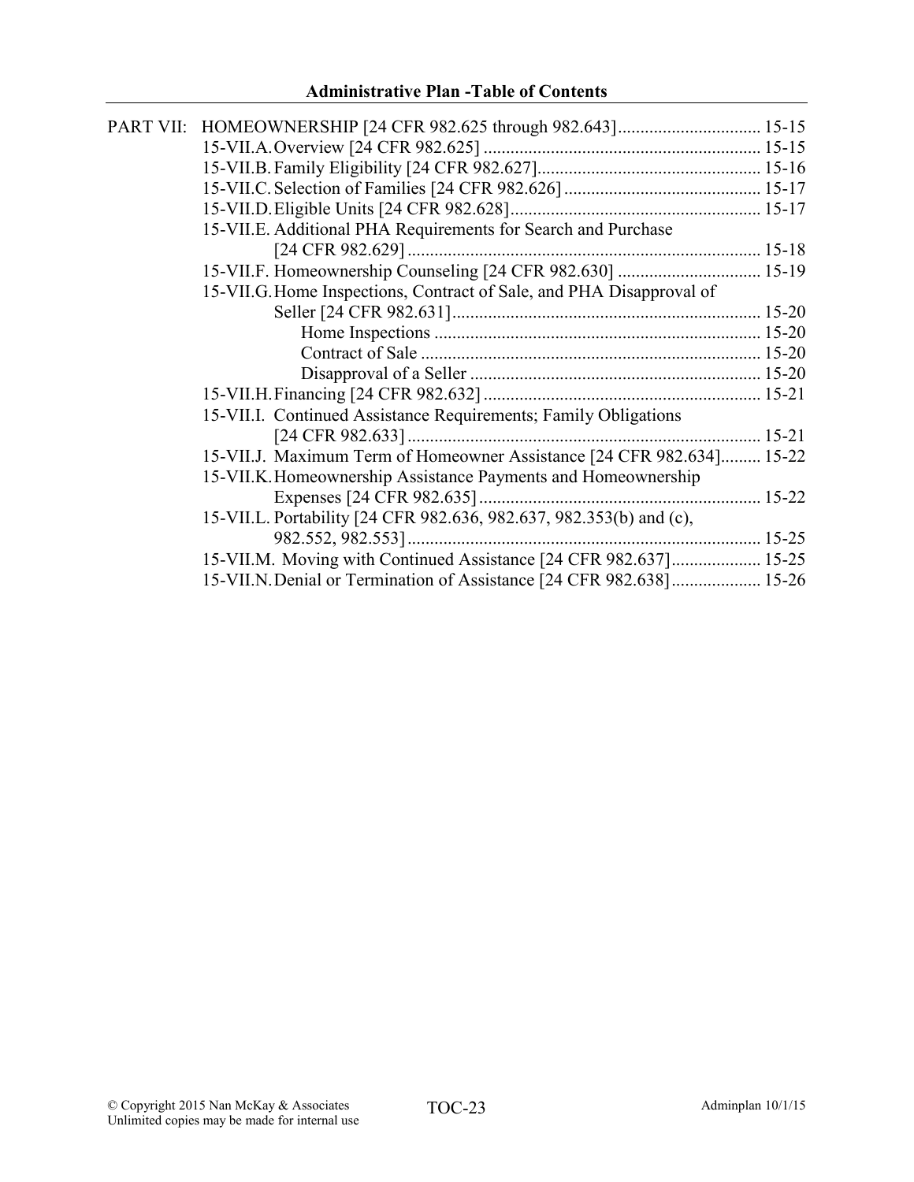PART VII: HOMEOWNERSHIP [24 CFR 982.625 through 982.643] ................................ 15-15

- 15-VII.A. Overview [24 CFR 982.625] ............................................................. 15-15
- 15-VII.B. Family Eligibility [24 CFR 982.627].................................................. 15-16
- 15-VII.C. Selection of Families [24 CFR 982.626] ............................................ 15-17
- 15-VII.D. Eligible Units [24 CFR 982.628]........................................................ 15-17
- 15-VII.E. Additional PHA Requirements for Search and Purchase [24 CFR 982.629] .............................................................................. 15-18
- 15-VII.F. Homeownership Counseling [24 CFR 982.630] ................................ 15-19
- 15-VII.G. Home Inspections, Contract of Sale, and PHA Disapproval of Seller [24 CFR 982.631]..................................................................... 15-20
  - Home Inspections ......................................................................... 15-20
  - Contract of Sale ............................................................................ 15-20
  - Disapproval of a Seller ................................................................. 15-20
- 15-VII.H. Financing [24 CFR 982.632] ............................................................. 15-21
- 15-VII.I. Continued Assistance Requirements; Family Obligations [24 CFR 982.633] .............................................................................. 15-21
- 15-VII.J. Maximum Term of Homeowner Assistance [24 CFR 982.634]......... 15-22
- 15-VII.K. Homeownership Assistance Payments and Homeownership Expenses [24 CFR 982.635] ............................................................... 15-22
- 15-VII.L. Portability [24 CFR 982.636, 982.637, 982.353(b) and (c), 982.552, 982.553] .............................................................................. 15-25
- 15-VII.M. Moving with Continued Assistance [24 CFR 982.637].................... 15-25
- 15-VII.N. Denial or Termination of Assistance [24 CFR 982.638].................... 15-26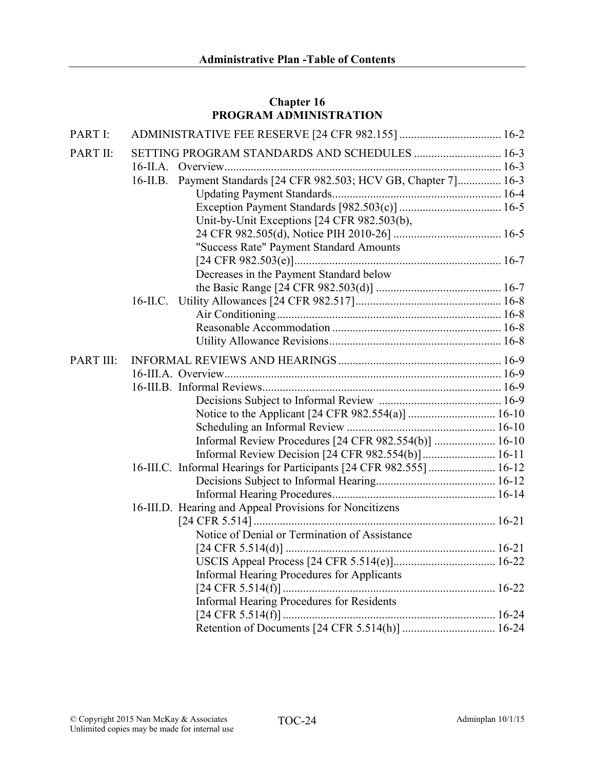## Chapter 16
## PROGRAM ADMINISTRATION

| | | | |
|---|---|---|---|
| PART I: | ADMINISTRATIVE FEE RESERVE [24 CFR 982.155] | | 16-2 |
| PART II: | SETTING PROGRAM STANDARDS AND SCHEDULES | | 16-3 |
| | 16-II.A. | Overview | 16-3 |
| | 16-II.B. | Payment Standards [24 CFR 982.503; HCV GB, Chapter 7] | 16-3 |
| | | Updating Payment Standards | 16-4 |
| | | Exception Payment Standards [982.503(c)] | 16-5 |
| | | Unit-by-Unit Exceptions [24 CFR 982.503(b), 24 CFR 982.505(d), Notice PIH 2010-26] | 16-5 |
| | | "Success Rate" Payment Standard Amounts [24 CFR 982.503(e)] | 16-7 |
| | | Decreases in the Payment Standard below the Basic Range [24 CFR 982.503(d)] | 16-7 |
| | 16-II.C. | Utility Allowances [24 CFR 982.517] | 16-8 |
| | | Air Conditioning | 16-8 |
| | | Reasonable Accommodation | 16-8 |
| | | Utility Allowance Revisions | 16-8 |
| PART III: | INFORMAL REVIEWS AND HEARINGS | | 16-9 |
| | 16-III.A. | Overview | 16-9 |
| | 16-III.B. | Informal Reviews | 16-9 |
| | | Decisions Subject to Informal Review | 16-9 |
| | | Notice to the Applicant [24 CFR 982.554(a)] | 16-10 |
| | | Scheduling an Informal Review | 16-10 |
| | | Informal Review Procedures [24 CFR 982.554(b)] | 16-10 |
| | | Informal Review Decision [24 CFR 982.554(b)] | 16-11 |
| | 16-III.C. | Informal Hearings for Participants [24 CFR 982.555] | 16-12 |
| | | Decisions Subject to Informal Hearing | 16-12 |
| | | Informal Hearing Procedures | 16-14 |
| | 16-III.D. | Hearing and Appeal Provisions for Noncitizens [24 CFR 5.514] | 16-21 |
| | | Notice of Denial or Termination of Assistance [24 CFR 5.514(d)] | 16-21 |
| | | USCIS Appeal Process [24 CFR 5.514(e)] | 16-22 |
| | | Informal Hearing Procedures for Applicants [24 CFR 5.514(f)] | 16-22 |
| | | Informal Hearing Procedures for Residents [24 CFR 5.514(f)] | 16-24 |
| | | Retention of Documents [24 CFR 5.514(h)] | 16-24 |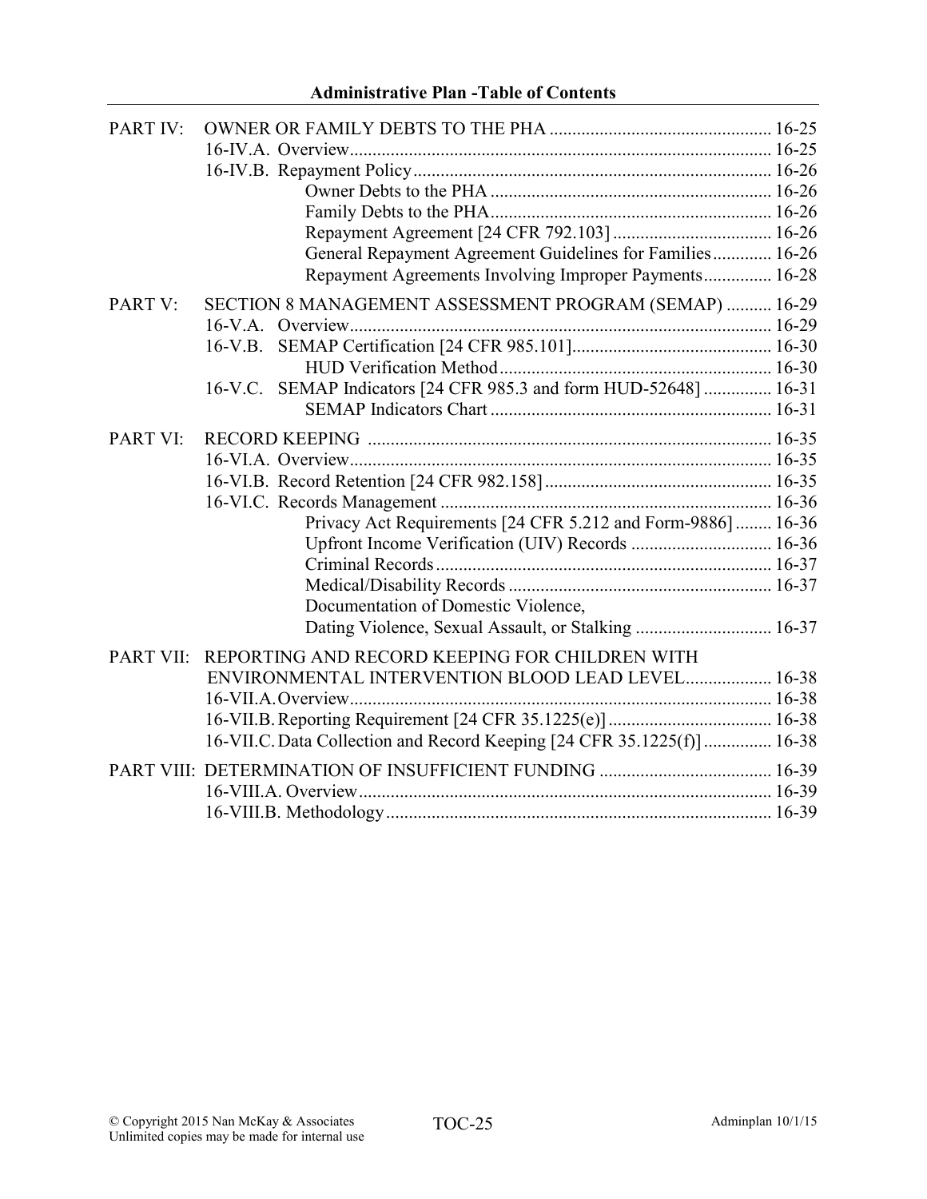| | | |
|---|---|---|
| PART IV: | OWNER OR FAMILY DEBTS TO THE PHA | 16-25 |
| | 16-IV.A. Overview | 16-25 |
| | 16-IV.B. Repayment Policy | 16-26 |
| | Owner Debts to the PHA | 16-26 |
| | Family Debts to the PHA | 16-26 |
| | Repayment Agreement [24 CFR 792.103] | 16-26 |
| | General Repayment Agreement Guidelines for Families | 16-26 |
| | Repayment Agreements Involving Improper Payments | 16-28 |
| PART V: | SECTION 8 MANAGEMENT ASSESSMENT PROGRAM (SEMAP) | 16-29 |
| | 16-V.A. Overview | 16-29 |
| | 16-V.B. SEMAP Certification [24 CFR 985.101] | 16-30 |
| | HUD Verification Method | 16-30 |
| | 16-V.C. SEMAP Indicators [24 CFR 985.3 and form HUD-52648] | 16-31 |
| | SEMAP Indicators Chart | 16-31 |
| PART VI: | RECORD KEEPING | 16-35 |
| | 16-VI.A. Overview | 16-35 |
| | 16-VI.B. Record Retention [24 CFR 982.158] | 16-35 |
| | 16-VI.C. Records Management | 16-36 |
| | Privacy Act Requirements [24 CFR 5.212 and Form-9886] | 16-36 |
| | Upfront Income Verification (UIV) Records | 16-36 |
| | Criminal Records | 16-37 |
| | Medical/Disability Records | 16-37 |
| | Documentation of Domestic Violence, Dating Violence, Sexual Assault, or Stalking | 16-37 |
| PART VII: | REPORTING AND RECORD KEEPING FOR CHILDREN WITH ENVIRONMENTAL INTERVENTION BLOOD LEAD LEVEL | 16-38 |
| | 16-VII.A. Overview | 16-38 |
| | 16-VII.B. Reporting Requirement [24 CFR 35.1225(e)] | 16-38 |
| | 16-VII.C. Data Collection and Record Keeping [24 CFR 35.1225(f)] | 16-38 |
| PART VIII: | DETERMINATION OF INSUFFICIENT FUNDING | 16-39 |
| | 16-VIII.A. Overview | 16-39 |
| | 16-VIII.B. Methodology | 16-39 |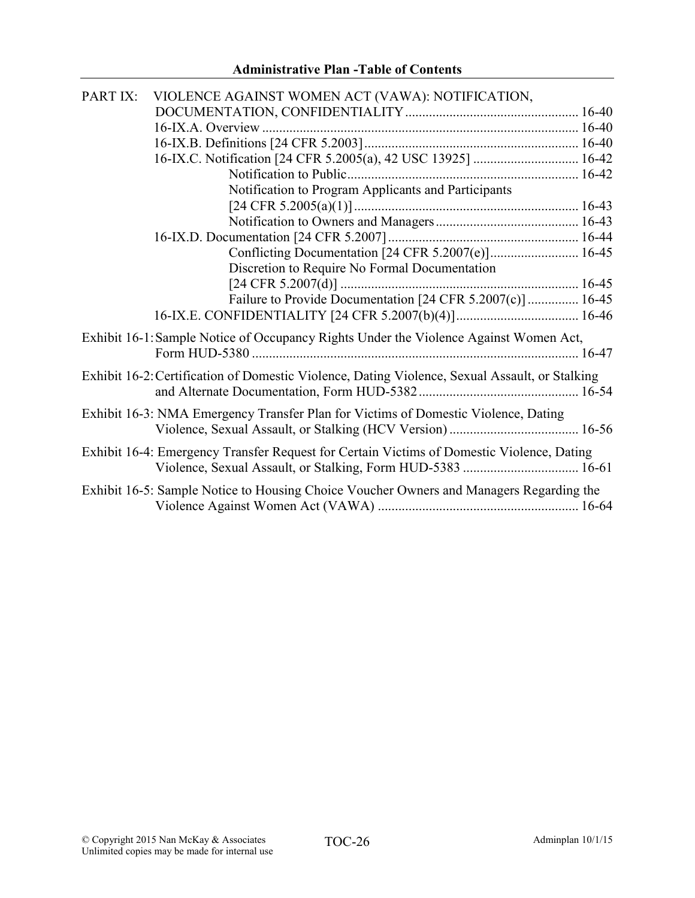PART IX: VIOLENCE AGAINST WOMEN ACT (VAWA): NOTIFICATION, DOCUMENTATION, CONFIDENTIALITY .................................................. 16-40

- 16-IX.A. Overview ............................................................................................ 16-40
- 16-IX.B. Definitions [24 CFR 5.2003] .............................................................. 16-40
- 16-IX.C. Notification [24 CFR 5.2005(a), 42 USC 13925] .............................. 16-42
  - Notification to Public ................................................................... 16-42
  - Notification to Program Applicants and Participants [24 CFR 5.2005(a)(1)] ................................................................. 16-43
  - Notification to Owners and Managers .......................................... 16-43
- 16-IX.D. Documentation [24 CFR 5.2007] ....................................................... 16-44
  - Conflicting Documentation [24 CFR 5.2007(e)] .......................... 16-45
  - Discretion to Require No Formal Documentation [24 CFR 5.2007(d)] ..................................................................... 16-45
  - Failure to Provide Documentation [24 CFR 5.2007(c)] .............. 16-45
- 16-IX.E. CONFIDENTIALITY [24 CFR 5.2007(b)(4)] .................................... 16-46

Exhibit 16-1: Sample Notice of Occupancy Rights Under the Violence Against Women Act, Form HUD-5380 ............................................................................................... 16-47

Exhibit 16-2: Certification of Domestic Violence, Dating Violence, Sexual Assault, or Stalking and Alternate Documentation, Form HUD-5382 .............................................. 16-54

Exhibit 16-3: NMA Emergency Transfer Plan for Victims of Domestic Violence, Dating Violence, Sexual Assault, or Stalking (HCV Version) ...................................... 16-56

Exhibit 16-4: Emergency Transfer Request for Certain Victims of Domestic Violence, Dating Violence, Sexual Assault, or Stalking, Form HUD-5383 ................................. 16-61

Exhibit 16-5: Sample Notice to Housing Choice Voucher Owners and Managers Regarding the Violence Against Women Act (VAWA) .......................................................... 16-64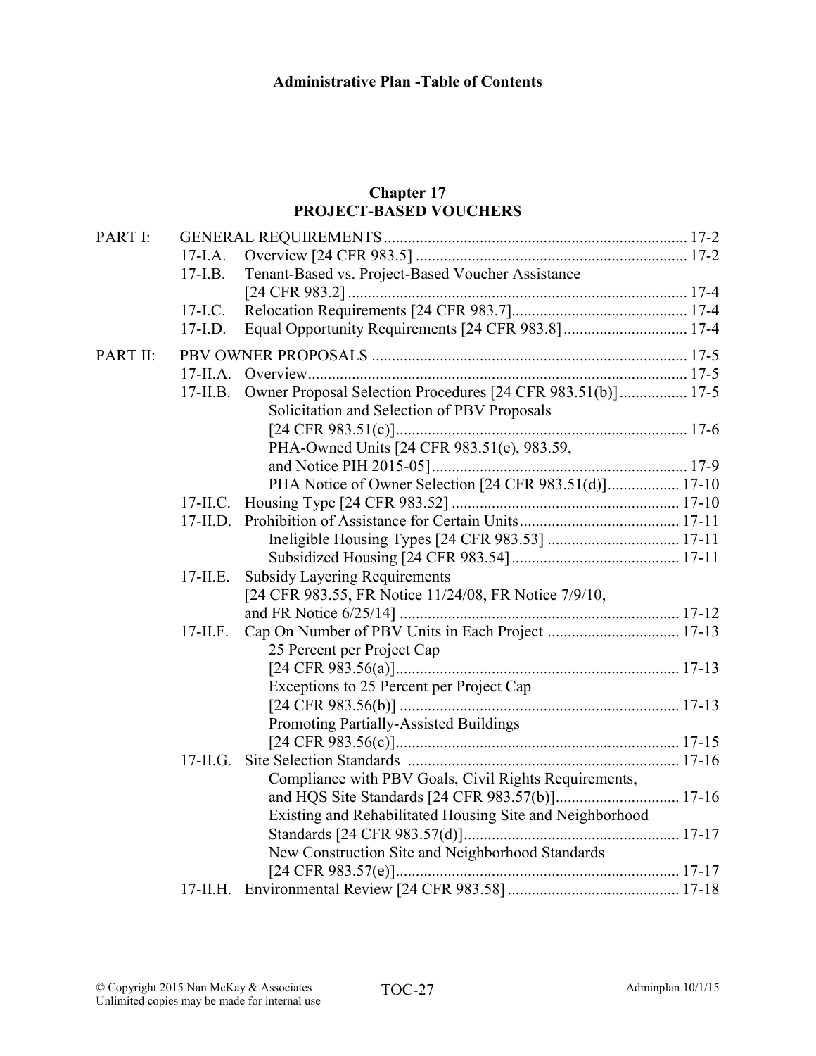## Chapter 17
## PROJECT-BASED VOUCHERS

| | | | |
|---|---|---|---|
| PART I: | GENERAL REQUIREMENTS | | 17-2 |
| | 17-I.A. | Overview [24 CFR 983.5] | 17-2 |
| | 17-I.B. | Tenant-Based vs. Project-Based Voucher Assistance [24 CFR 983.2] | 17-4 |
| | 17-I.C. | Relocation Requirements [24 CFR 983.7] | 17-4 |
| | 17-I.D. | Equal Opportunity Requirements [24 CFR 983.8] | 17-4 |
| PART II: | PBV OWNER PROPOSALS | | 17-5 |
| | 17-II.A. | Overview | 17-5 |
| | 17-II.B. | Owner Proposal Selection Procedures [24 CFR 983.51(b)] | 17-5 |
| | | Solicitation and Selection of PBV Proposals [24 CFR 983.51(c)] | 17-6 |
| | | PHA-Owned Units [24 CFR 983.51(e), 983.59, and Notice PIH 2015-05] | 17-9 |
| | | PHA Notice of Owner Selection [24 CFR 983.51(d)] | 17-10 |
| | 17-II.C. | Housing Type [24 CFR 983.52] | 17-10 |
| | 17-II.D. | Prohibition of Assistance for Certain Units | 17-11 |
| | | Ineligible Housing Types [24 CFR 983.53] | 17-11 |
| | | Subsidized Housing [24 CFR 983.54] | 17-11 |
| | 17-II.E. | Subsidy Layering Requirements [24 CFR 983.55, FR Notice 11/24/08, FR Notice 7/9/10, and FR Notice 6/25/14] | 17-12 |
| | 17-II.F. | Cap On Number of PBV Units in Each Project | 17-13 |
| | | 25 Percent per Project Cap [24 CFR 983.56(a)] | 17-13 |
| | | Exceptions to 25 Percent per Project Cap [24 CFR 983.56(b)] | 17-13 |
| | | Promoting Partially-Assisted Buildings [24 CFR 983.56(c)] | 17-15 |
| | 17-II.G. | Site Selection Standards | 17-16 |
| | | Compliance with PBV Goals, Civil Rights Requirements, and HQS Site Standards [24 CFR 983.57(b)] | 17-16 |
| | | Existing and Rehabilitated Housing Site and Neighborhood Standards [24 CFR 983.57(d)] | 17-17 |
| | | New Construction Site and Neighborhood Standards [24 CFR 983.57(e)] | 17-17 |
| | 17-II.H. | Environmental Review [24 CFR 983.58] | 17-18 |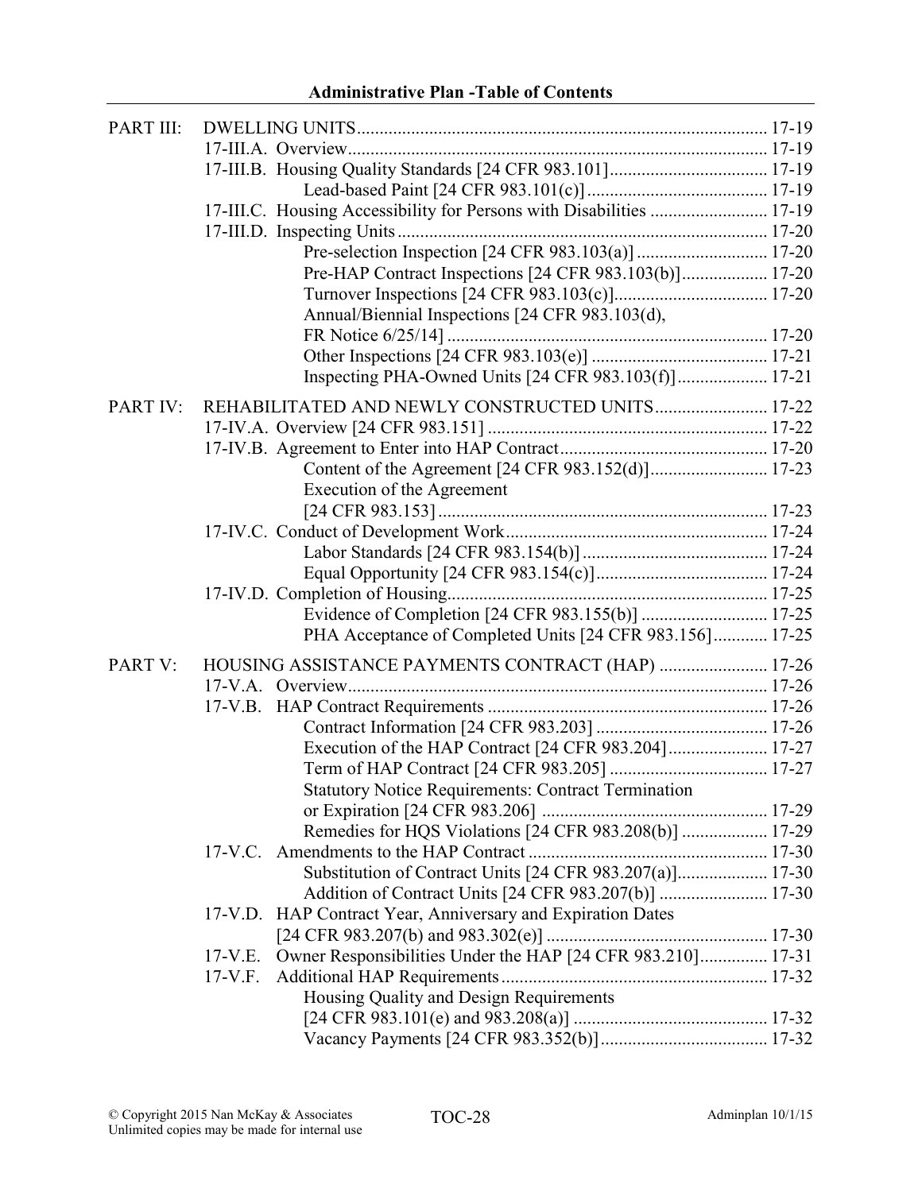| | | |
|---|---|---|
| PART III: | DWELLING UNITS | 17-19 |
| | 17-III.A. Overview | 17-19 |
| | 17-III.B. Housing Quality Standards [24 CFR 983.101] | 17-19 |
| | Lead-based Paint [24 CFR 983.101(c)] | 17-19 |
| | 17-III.C. Housing Accessibility for Persons with Disabilities | 17-19 |
| | 17-III.D. Inspecting Units | 17-20 |
| | Pre-selection Inspection [24 CFR 983.103(a)] | 17-20 |
| | Pre-HAP Contract Inspections [24 CFR 983.103(b)] | 17-20 |
| | Turnover Inspections [24 CFR 983.103(c)] | 17-20 |
| | Annual/Biennial Inspections [24 CFR 983.103(d), FR Notice 6/25/14] | 17-20 |
| | Other Inspections [24 CFR 983.103(e)] | 17-21 |
| | Inspecting PHA-Owned Units [24 CFR 983.103(f)] | 17-21 |
| PART IV: | REHABILITATED AND NEWLY CONSTRUCTED UNITS | 17-22 |
| | 17-IV.A. Overview [24 CFR 983.151] | 17-22 |
| | 17-IV.B. Agreement to Enter into HAP Contract | 17-20 |
| | Content of the Agreement [24 CFR 983.152(d)] | 17-23 |
| | Execution of the Agreement [24 CFR 983.153] | 17-23 |
| | 17-IV.C. Conduct of Development Work | 17-24 |
| | Labor Standards [24 CFR 983.154(b)] | 17-24 |
| | Equal Opportunity [24 CFR 983.154(c)] | 17-24 |
| | 17-IV.D. Completion of Housing | 17-25 |
| | Evidence of Completion [24 CFR 983.155(b)] | 17-25 |
| | PHA Acceptance of Completed Units [24 CFR 983.156] | 17-25 |
| PART V: | HOUSING ASSISTANCE PAYMENTS CONTRACT (HAP) | 17-26 |
| | 17-V.A. Overview | 17-26 |
| | 17-V.B. HAP Contract Requirements | 17-26 |
| | Contract Information [24 CFR 983.203] | 17-26 |
| | Execution of the HAP Contract [24 CFR 983.204] | 17-27 |
| | Term of HAP Contract [24 CFR 983.205] | 17-27 |
| | Statutory Notice Requirements: Contract Termination or Expiration [24 CFR 983.206] | 17-29 |
| | Remedies for HQS Violations [24 CFR 983.208(b)] | 17-29 |
| | 17-V.C. Amendments to the HAP Contract | 17-30 |
| | Substitution of Contract Units [24 CFR 983.207(a)] | 17-30 |
| | Addition of Contract Units [24 CFR 983.207(b)] | 17-30 |
| | 17-V.D. HAP Contract Year, Anniversary and Expiration Dates [24 CFR 983.207(b) and 983.302(e)] | 17-30 |
| | 17-V.E. Owner Responsibilities Under the HAP [24 CFR 983.210] | 17-31 |
| | 17-V.F. Additional HAP Requirements | 17-32 |
| | Housing Quality and Design Requirements [24 CFR 983.101(e) and 983.208(a)] | 17-32 |
| | Vacancy Payments [24 CFR 983.352(b)] | 17-32 |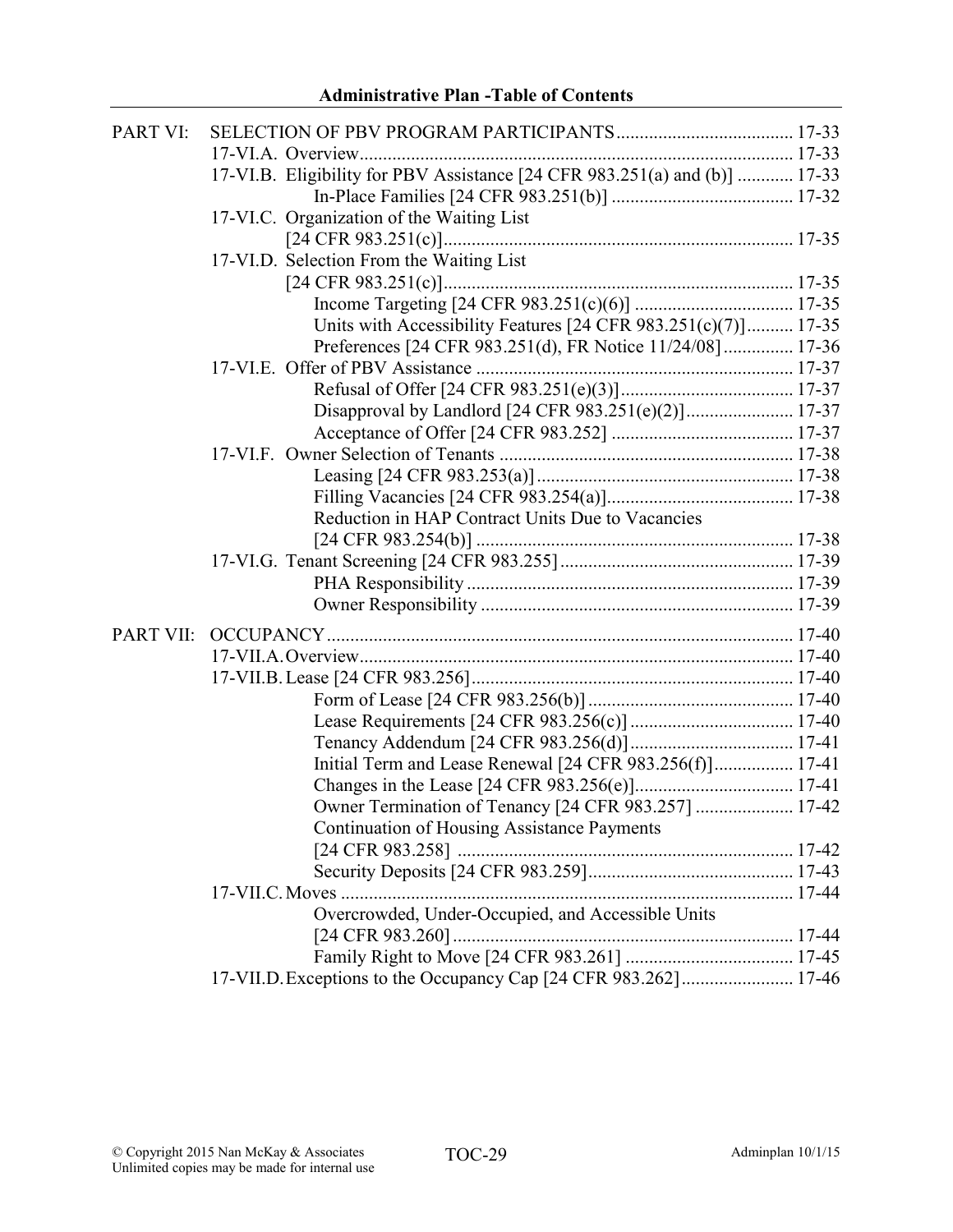**Administrative Plan -Table of Contents**

PART VI: SELECTION OF PBV PROGRAM PARTICIPANTS ...................................... 17-33

- 17-VI.A. Overview ........................................................................................ 17-33
- 17-VI.B. Eligibility for PBV Assistance [24 CFR 983.251(a) and (b)] ............ 17-33
  - In-Place Families [24 CFR 983.251(b)] ....................................... 17-32
- 17-VI.C. Organization of the Waiting List [24 CFR 983.251(c)] .......................................................................... 17-35
- 17-VI.D. Selection From the Waiting List [24 CFR 983.251(c)] .......................................................................... 17-35
  - Income Targeting [24 CFR 983.251(c)(6)] .................................. 17-35
  - Units with Accessibility Features [24 CFR 983.251(c)(7)] .......... 17-35
  - Preferences [24 CFR 983.251(d), FR Notice 11/24/08] ............... 17-36
- 17-VI.E. Offer of PBV Assistance .................................................................. 17-37
  - Refusal of Offer [24 CFR 983.251(e)(3)] ..................................... 17-37
  - Disapproval by Landlord [24 CFR 983.251(e)(2)] ....................... 17-37
  - Acceptance of Offer [24 CFR 983.252] ....................................... 17-37
- 17-VI.F. Owner Selection of Tenants ............................................................... 17-38
  - Leasing [24 CFR 983.253(a)] ....................................................... 17-38
  - Filling Vacancies [24 CFR 983.254(a)] ........................................ 17-38
  - Reduction in HAP Contract Units Due to Vacancies [24 CFR 983.254(b)] .................................................................... 17-38
- 17-VI.G. Tenant Screening [24 CFR 983.255] .................................................. 17-39
  - PHA Responsibility ...................................................................... 17-39
  - Owner Responsibility ................................................................... 17-39

PART VII: OCCUPANCY .................................................................................................... 17-40

- 17-VII.A. Overview ........................................................................................ 17-40
- 17-VII.B. Lease [24 CFR 983.256] .................................................................... 17-40
  - Form of Lease [24 CFR 983.256(b)] ............................................ 17-40
  - Lease Requirements [24 CFR 983.256(c)] ................................... 17-40
  - Tenancy Addendum [24 CFR 983.256(d)] ................................... 17-41
  - Initial Term and Lease Renewal [24 CFR 983.256(f)] ................. 17-41
  - Changes in the Lease [24 CFR 983.256(e)] .................................. 17-41
  - Owner Termination of Tenancy [24 CFR 983.257] ..................... 17-42
  - Continuation of Housing Assistance Payments [24 CFR 983.258] ........................................................................ 17-42
  - Security Deposits [24 CFR 983.259] ............................................ 17-43
- 17-VII.C. Moves ................................................................................................. 17-44
  - Overcrowded, Under-Occupied, and Accessible Units [24 CFR 983.260] ......................................................................... 17-44
  - Family Right to Move [24 CFR 983.261] .................................... 17-45
- 17-VII.D. Exceptions to the Occupancy Cap [24 CFR 983.262] ........................ 17-46

© Copyright 2015 Nan McKay & Associates
Unlimited copies may be made for internal use

Adminplan 10/1/15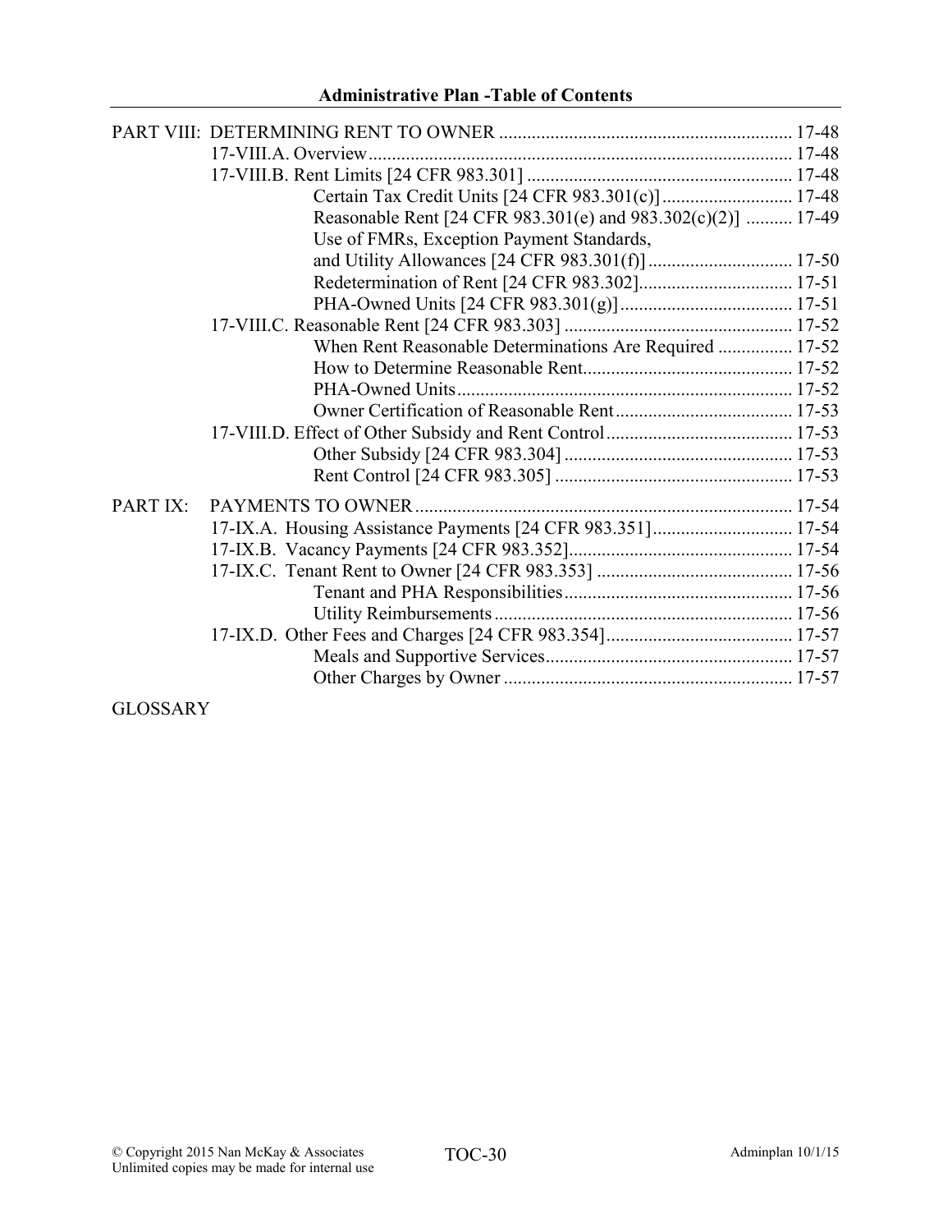PART VIII: DETERMINING RENT TO OWNER .............................................................. 17-48

17-VIII.A. Overview .......................................................................................... 17-48

17-VIII.B. Rent Limits [24 CFR 983.301] ......................................................... 17-48

Certain Tax Credit Units [24 CFR 983.301(c)] ............................ 17-48

Reasonable Rent [24 CFR 983.301(e) and 983.302(c)(2)] .......... 17-49

Use of FMRs, Exception Payment Standards, and Utility Allowances [24 CFR 983.301(f)] ............................... 17-50

Redetermination of Rent [24 CFR 983.302] ................................. 17-51

PHA-Owned Units [24 CFR 983.301(g)] ..................................... 17-51

17-VIII.C. Reasonable Rent [24 CFR 983.303] ................................................. 17-52

When Rent Reasonable Determinations Are Required ................ 17-52

How to Determine Reasonable Rent............................................. 17-52

PHA-Owned Units ........................................................................ 17-52

Owner Certification of Reasonable Rent ...................................... 17-53

17-VIII.D. Effect of Other Subsidy and Rent Control ........................................ 17-53

Other Subsidy [24 CFR 983.304] ................................................. 17-53

Rent Control [24 CFR 983.305] ................................................... 17-53

PART IX: PAYMENTS TO OWNER ................................................................................ 17-54

17-IX.A. Housing Assistance Payments [24 CFR 983.351] .............................. 17-54

17-IX.B. Vacancy Payments [24 CFR 983.352] ................................................ 17-54

17-IX.C. Tenant Rent to Owner [24 CFR 983.353] .......................................... 17-56

Tenant and PHA Responsibilities ................................................. 17-56

Utility Reimbursements ................................................................ 17-56

17-IX.D. Other Fees and Charges [24 CFR 983.354] ........................................ 17-57

Meals and Supportive Services..................................................... 17-57

Other Charges by Owner .............................................................. 17-57

GLOSSARY